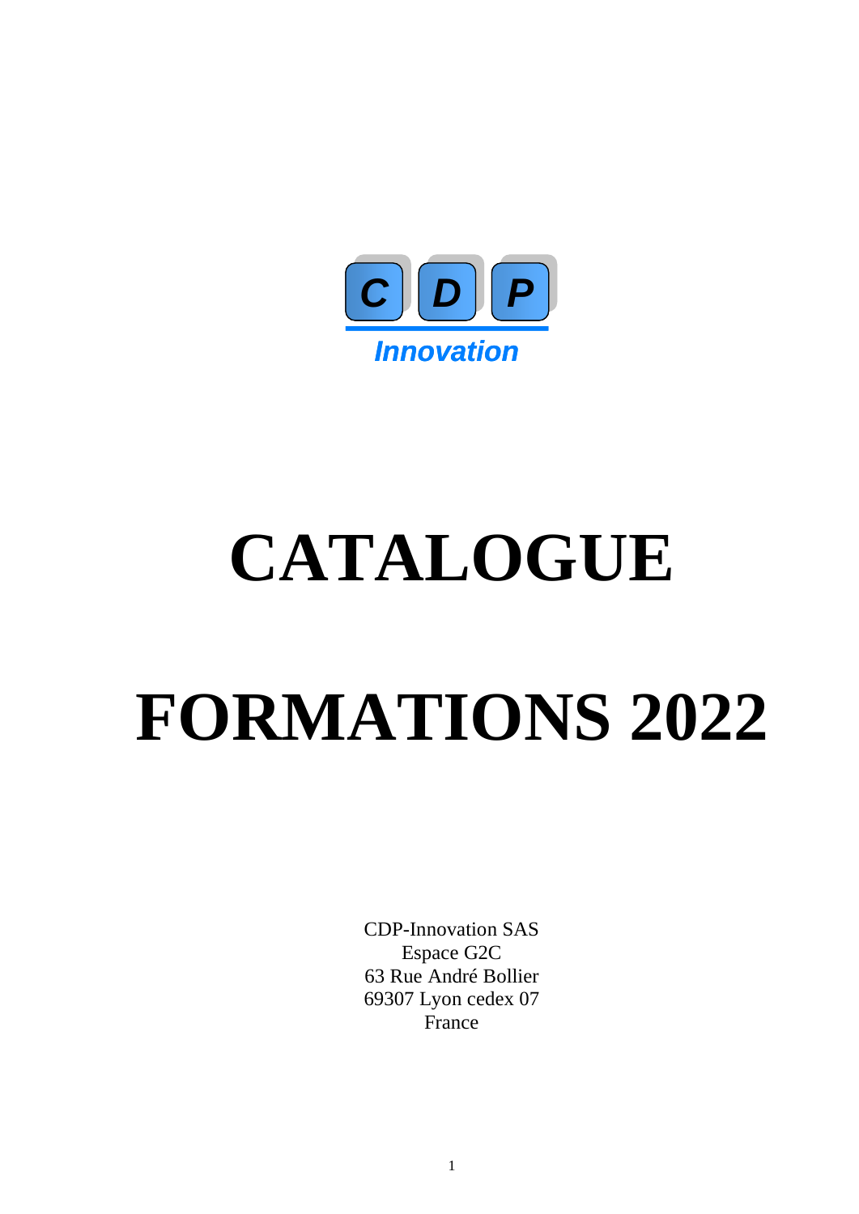C D P

*Innovation*

# CATALOGUE

# FORMATIONS 2022

CDP-Innovation SAS
Espace G2C
63 Rue André Bollier
69307 Lyon cedex 07
France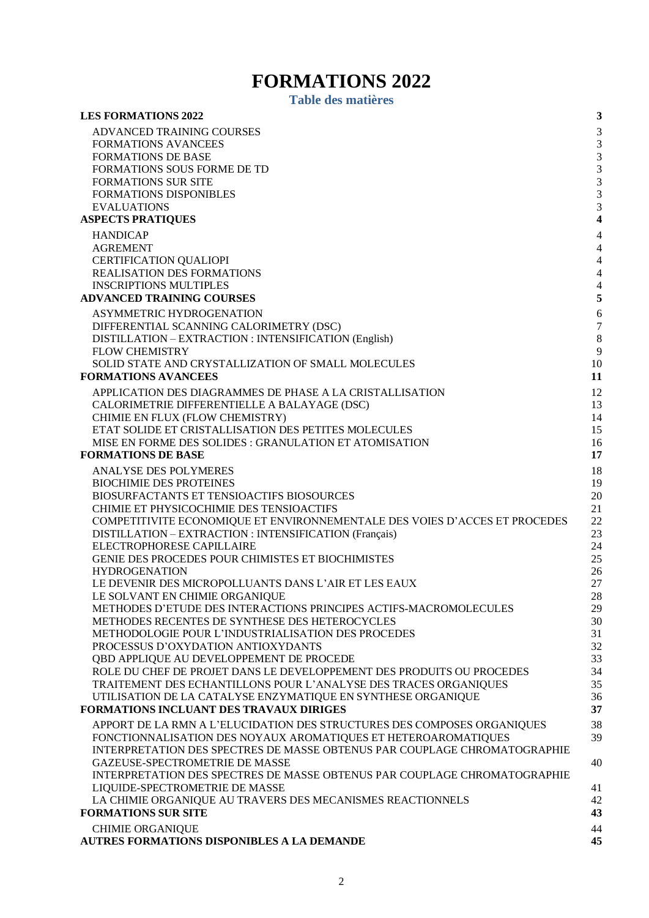# FORMATIONS 2022

## Table des matières

| | |
|---|---|
| **LES FORMATIONS 2022** | **3** |
| ADVANCED TRAINING COURSES | 3 |
| FORMATIONS AVANCEES | 3 |
| FORMATIONS DE BASE | 3 |
| FORMATIONS SOUS FORME DE TD | 3 |
| FORMATIONS SUR SITE | 3 |
| FORMATIONS DISPONIBLES | 3 |
| EVALUATIONS | 3 |
| **ASPECTS PRATIQUES** | **4** |
| HANDICAP | 4 |
| AGREMENT | 4 |
| CERTIFICATION QUALIOPI | 4 |
| REALISATION DES FORMATIONS | 4 |
| INSCRIPTIONS MULTIPLES | 4 |
| **ADVANCED TRAINING COURSES** | **5** |
| ASYMMETRIC HYDROGENATION | 6 |
| DIFFERENTIAL SCANNING CALORIMETRY (DSC) | 7 |
| DISTILLATION – EXTRACTION : INTENSIFICATION (English) | 8 |
| FLOW CHEMISTRY | 9 |
| SOLID STATE AND CRYSTALLIZATION OF SMALL MOLECULES | 10 |
| **FORMATIONS AVANCEES** | **11** |
| APPLICATION DES DIAGRAMMES DE PHASE A LA CRISTALLISATION | 12 |
| CALORIMETRIE DIFFERENTIELLE A BALAYAGE (DSC) | 13 |
| CHIMIE EN FLUX (FLOW CHEMISTRY) | 14 |
| ETAT SOLIDE ET CRISTALLISATION DES PETITES MOLECULES | 15 |
| MISE EN FORME DES SOLIDES : GRANULATION ET ATOMISATION | 16 |
| **FORMATIONS DE BASE** | **17** |
| ANALYSE DES POLYMERES | 18 |
| BIOCHIMIE DES PROTEINES | 19 |
| BIOSURFACTANTS ET TENSIOACTIFS BIOSOURCES | 20 |
| CHIMIE ET PHYSICOCHIMIE DES TENSIOACTIFS | 21 |
| COMPETITIVITE ECONOMIQUE ET ENVIRONNEMENTALE DES VOIES D'ACCES ET PROCEDES | 22 |
| DISTILLATION – EXTRACTION : INTENSIFICATION (Français) | 23 |
| ELECTROPHORESE CAPILLAIRE | 24 |
| GENIE DES PROCEDES POUR CHIMISTES ET BIOCHIMISTES | 25 |
| HYDROGENATION | 26 |
| LE DEVENIR DES MICROPOLLUANTS DANS L'AIR ET LES EAUX | 27 |
| LE SOLVANT EN CHIMIE ORGANIQUE | 28 |
| METHODES D'ETUDE DES INTERACTIONS PRINCIPES ACTIFS-MACROMOLECULES | 29 |
| METHODES RECENTES DE SYNTHESE DES HETEROCYCLES | 30 |
| METHODOLOGIE POUR L'INDUSTRIALISATION DES PROCEDES | 31 |
| PROCESSUS D'OXYDATION ANTIOXYDANTS | 32 |
| QBD APPLIQUE AU DEVELOPPEMENT DE PROCEDE | 33 |
| ROLE DU CHEF DE PROJET DANS LE DEVELOPPEMENT DES PRODUITS OU PROCEDES | 34 |
| TRAITEMENT DES ECHANTILLONS POUR L'ANALYSE DES TRACES ORGANIQUES | 35 |
| UTILISATION DE LA CATALYSE ENZYMATIQUE EN SYNTHESE ORGANIQUE | 36 |
| **FORMATIONS INCLUANT DES TRAVAUX DIRIGES** | **37** |
| APPORT DE LA RMN A L'ELUCIDATION DES STRUCTURES DES COMPOSES ORGANIQUES | 38 |
| FONCTIONNALISATION DES NOYAUX AROMATIQUES ET HETEROAROMATIQUES | 39 |
| INTERPRETATION DES SPECTRES DE MASSE OBTENUS PAR COUPLAGE CHROMATOGRAPHIE GAZEUSE-SPECTROMETRIE DE MASSE | 40 |
| INTERPRETATION DES SPECTRES DE MASSE OBTENUS PAR COUPLAGE CHROMATOGRAPHIE LIQUIDE-SPECTROMETRIE DE MASSE | 41 |
| LA CHIMIE ORGANIQUE AU TRAVERS DES MECANISMES REACTIONNELS | 42 |
| **FORMATIONS SUR SITE** | **43** |
| CHIMIE ORGANIQUE | 44 |
| **AUTRES FORMATIONS DISPONIBLES A LA DEMANDE** | **45** |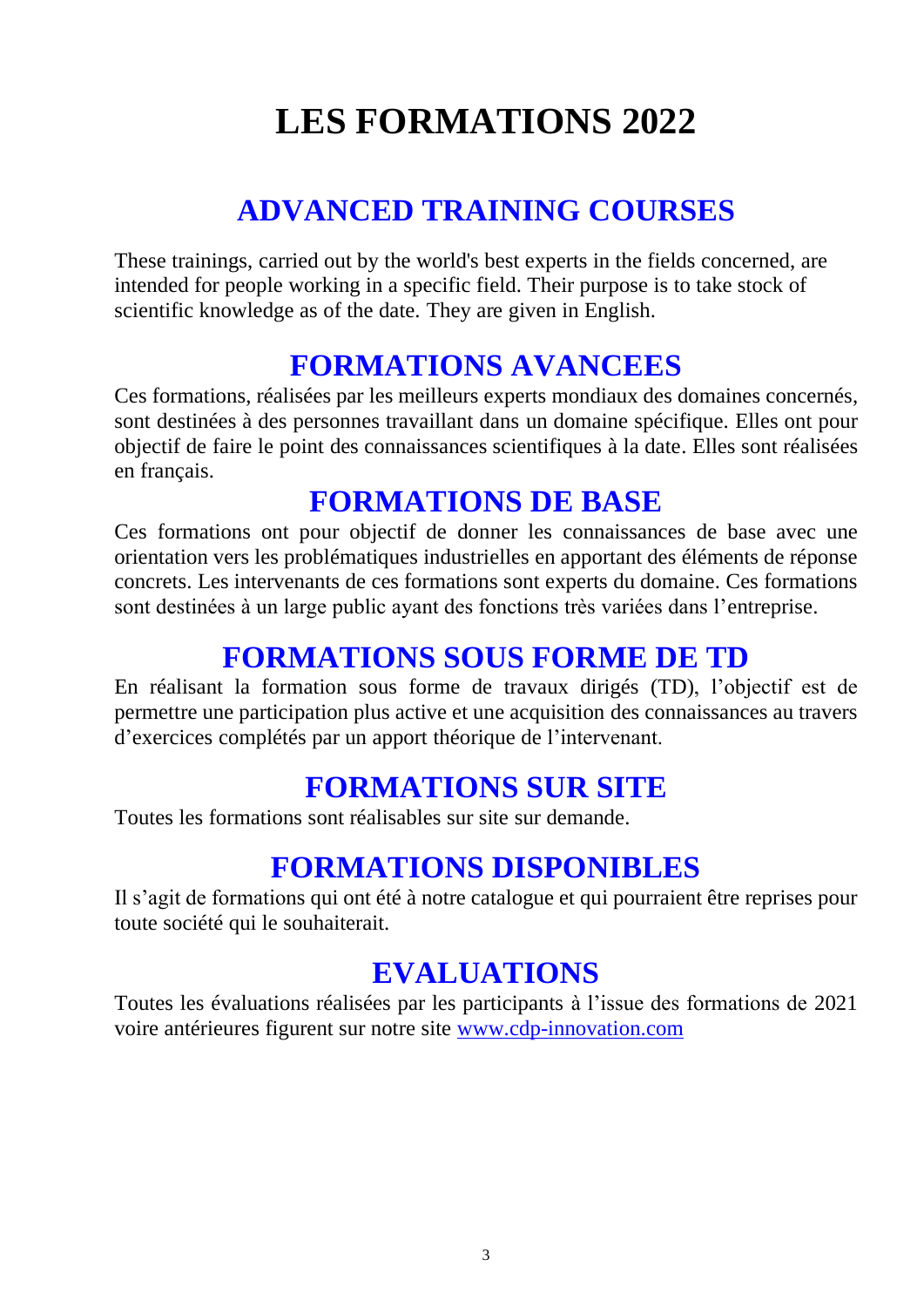# LES FORMATIONS 2022

## ADVANCED TRAINING COURSES

These trainings, carried out by the world's best experts in the fields concerned, are intended for people working in a specific field. Their purpose is to take stock of scientific knowledge as of the date. They are given in English.

## FORMATIONS AVANCEES

Ces formations, réalisées par les meilleurs experts mondiaux des domaines concernés, sont destinées à des personnes travaillant dans un domaine spécifique. Elles ont pour objectif de faire le point des connaissances scientifiques à la date. Elles sont réalisées en français.

## FORMATIONS DE BASE

Ces formations ont pour objectif de donner les connaissances de base avec une orientation vers les problématiques industrielles en apportant des éléments de réponse concrets. Les intervenants de ces formations sont experts du domaine. Ces formations sont destinées à un large public ayant des fonctions très variées dans l'entreprise.

## FORMATIONS SOUS FORME DE TD

En réalisant la formation sous forme de travaux dirigés (TD), l'objectif est de permettre une participation plus active et une acquisition des connaissances au travers d'exercices complétés par un apport théorique de l'intervenant.

## FORMATIONS SUR SITE

Toutes les formations sont réalisables sur site sur demande.

## FORMATIONS DISPONIBLES

Il s'agit de formations qui ont été à notre catalogue et qui pourraient être reprises pour toute société qui le souhaiterait.

## EVALUATIONS

Toutes les évaluations réalisées par les participants à l'issue des formations de 2021 voire antérieures figurent sur notre site [www.cdp-innovation.com](http://www.cdp-innovation.com)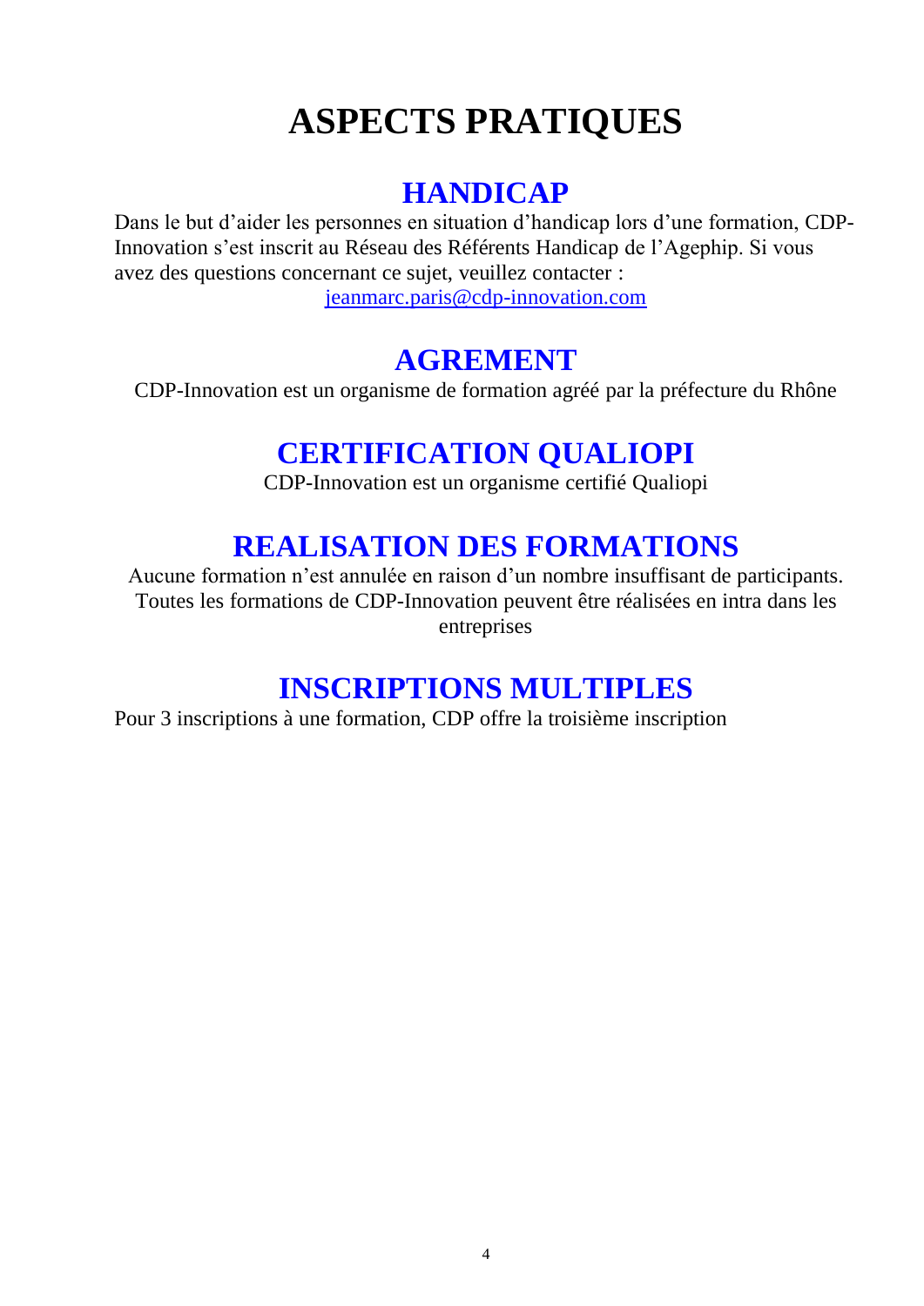# ASPECTS PRATIQUES

## HANDICAP

Dans le but d'aider les personnes en situation d'handicap lors d'une formation, CDP-Innovation s'est inscrit au Réseau des Référents Handicap de l'Agephip. Si vous avez des questions concernant ce sujet, veuillez contacter :

jeanmarc.paris@cdp-innovation.com

## AGREMENT

CDP-Innovation est un organisme de formation agréé par la préfecture du Rhône

## CERTIFICATION QUALIOPI

CDP-Innovation est un organisme certifié Qualiopi

## REALISATION DES FORMATIONS

Aucune formation n'est annulée en raison d'un nombre insuffisant de participants. Toutes les formations de CDP-Innovation peuvent être réalisées en intra dans les entreprises

## INSCRIPTIONS MULTIPLES

Pour 3 inscriptions à une formation, CDP offre la troisième inscription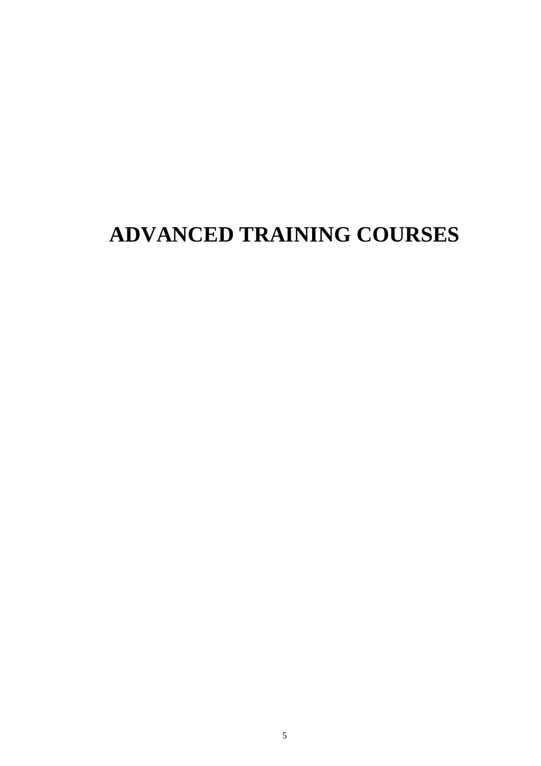# ADVANCED TRAINING COURSES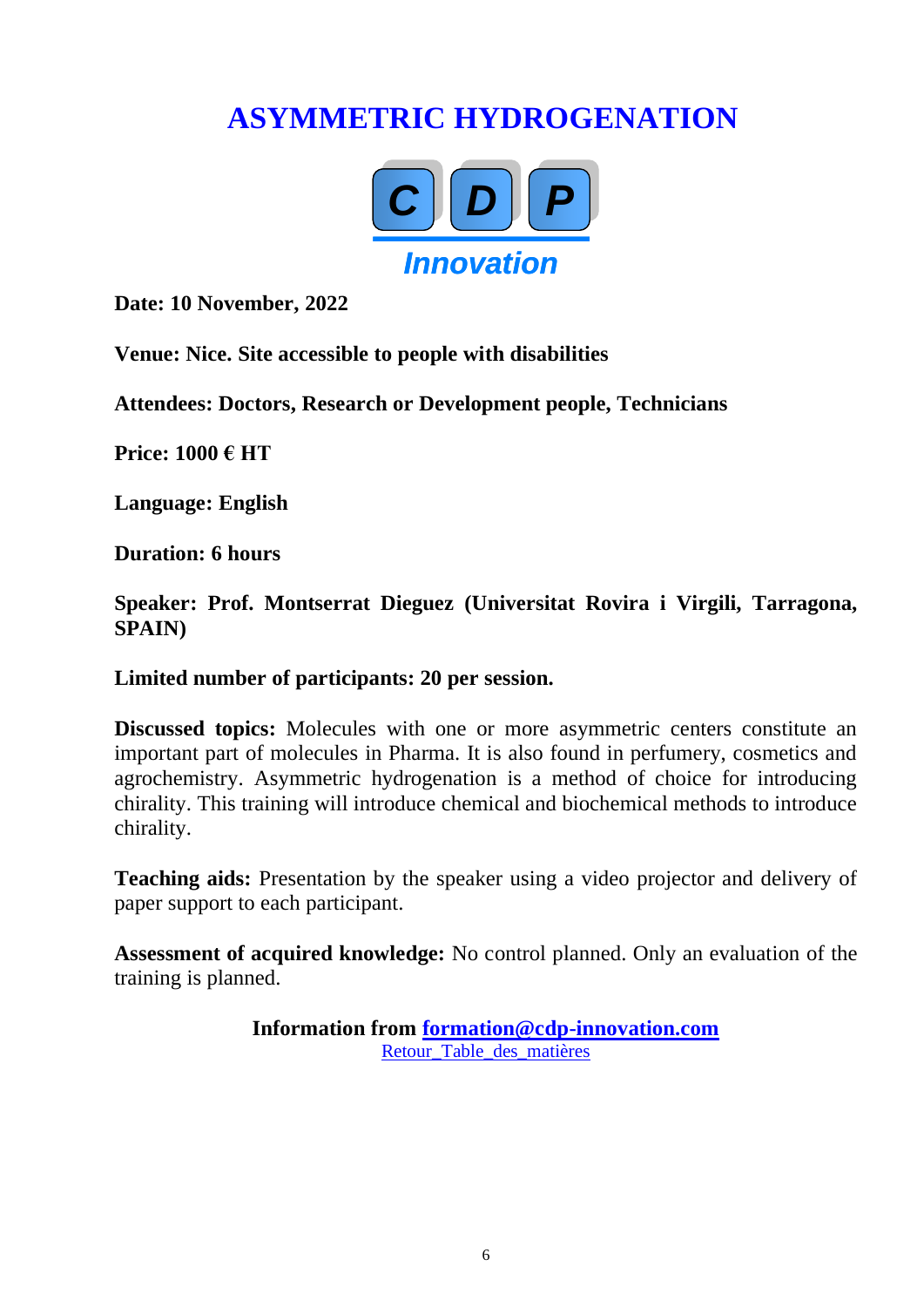# ASYMMETRIC HYDROGENATION

CDP *Innovation*

**Date: 10 November, 2022**

**Venue: Nice. Site accessible to people with disabilities**

**Attendees: Doctors, Research or Development people, Technicians**

**Price: 1000 € HT**

**Language: English**

**Duration: 6 hours**

**Speaker: Prof. Montserrat Dieguez (Universitat Rovira i Virgili, Tarragona, SPAIN)**

**Limited number of participants: 20 per session.**

**Discussed topics:** Molecules with one or more asymmetric centers constitute an important part of molecules in Pharma. It is also found in perfumery, cosmetics and agrochemistry. Asymmetric hydrogenation is a method of choice for introducing chirality. This training will introduce chemical and biochemical methods to introduce chirality.

**Teaching aids:** Presentation by the speaker using a video projector and delivery of paper support to each participant.

**Assessment of acquired knowledge:** No control planned. Only an evaluation of the training is planned.

**Information from formation@cdp-innovation.com**

Retour_Table_des_matières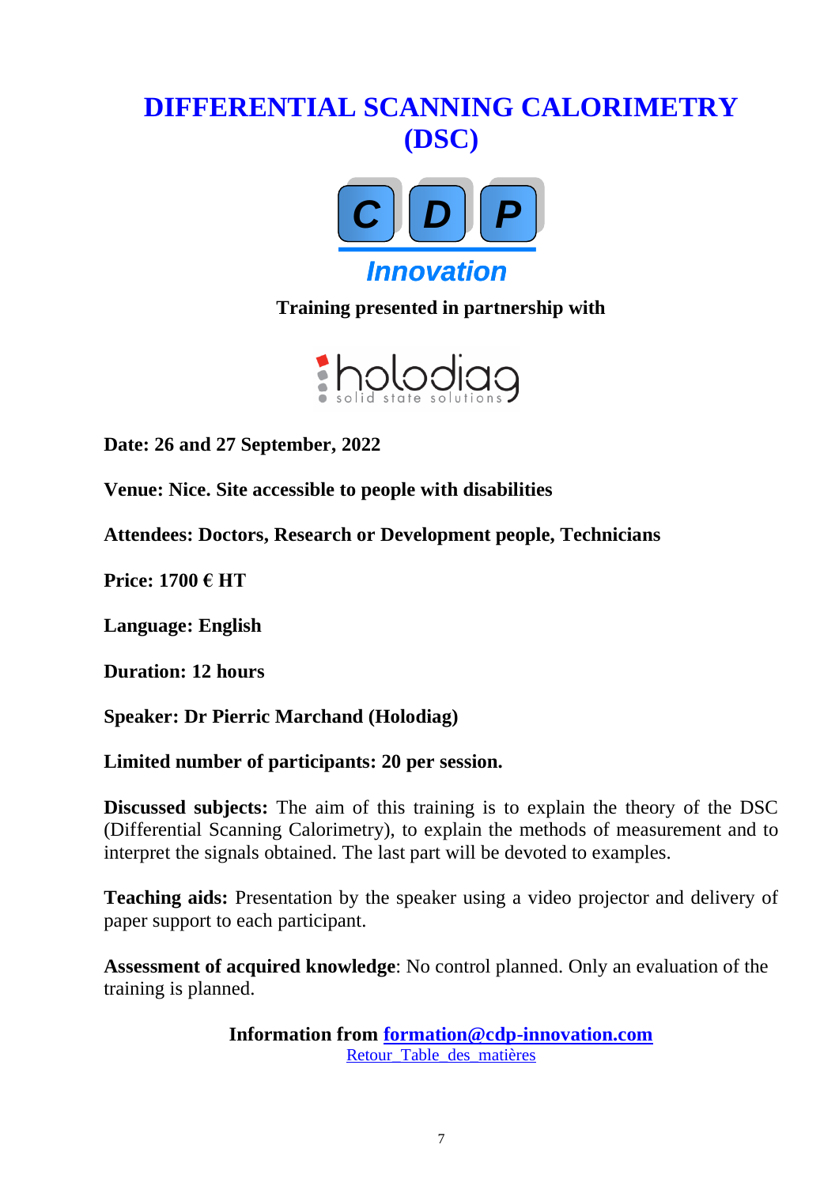# DIFFERENTIAL SCANNING CALORIMETRY (DSC)

CDP

*Innovation*

**Training presented in partnership with**

holodiag
solid state solutions

**Date: 26 and 27 September, 2022**

**Venue: Nice. Site accessible to people with disabilities**

**Attendees: Doctors, Research or Development people, Technicians**

**Price: 1700 € HT**

**Language: English**

**Duration: 12 hours**

**Speaker: Dr Pierric Marchand (Holodiag)**

**Limited number of participants: 20 per session.**

**Discussed subjects:** The aim of this training is to explain the theory of the DSC (Differential Scanning Calorimetry), to explain the methods of measurement and to interpret the signals obtained. The last part will be devoted to examples.

**Teaching aids:** Presentation by the speaker using a video projector and delivery of paper support to each participant.

**Assessment of acquired knowledge**: No control planned. Only an evaluation of the training is planned.

**Information from [formation@cdp-innovation.com](mailto:formation@cdp-innovation.com)**

Retour Table des matières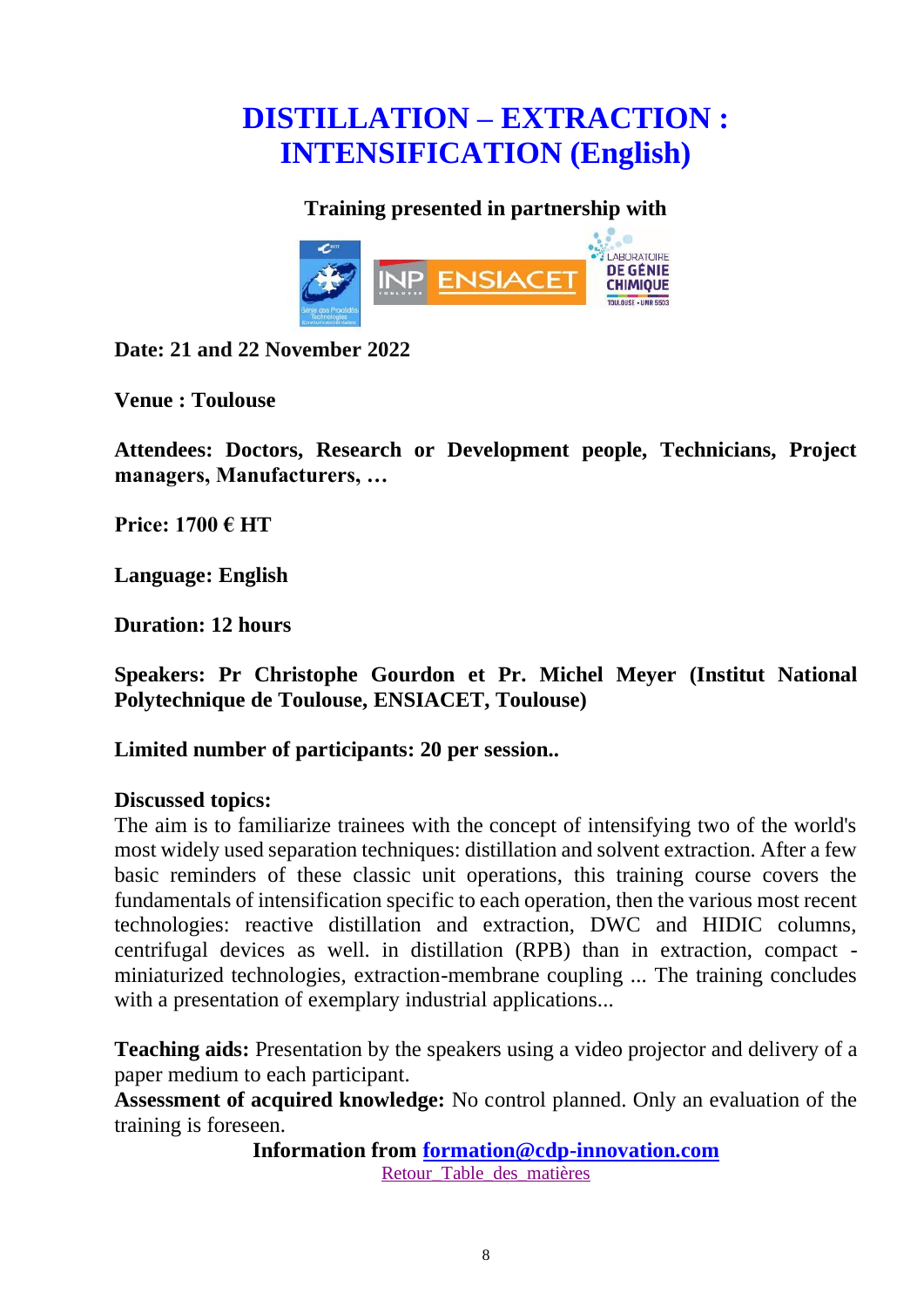# DISTILLATION – EXTRACTION : INTENSIFICATION (English)

**Training presented in partnership with**

**Date: 21 and 22 November 2022**

**Venue : Toulouse**

**Attendees: Doctors, Research or Development people, Technicians, Project managers, Manufacturers, …**

**Price: 1700 € HT**

**Language: English**

**Duration: 12 hours**

**Speakers: Pr Christophe Gourdon et Pr. Michel Meyer (Institut National Polytechnique de Toulouse, ENSIACET, Toulouse)**

**Limited number of participants: 20 per session..**

**Discussed topics:**

The aim is to familiarize trainees with the concept of intensifying two of the world's most widely used separation techniques: distillation and solvent extraction. After a few basic reminders of these classic unit operations, this training course covers the fundamentals of intensification specific to each operation, then the various most recent technologies: reactive distillation and extraction, DWC and HIDIC columns, centrifugal devices as well. in distillation (RPB) than in extraction, compact - miniaturized technologies, extraction-membrane coupling ... The training concludes with a presentation of exemplary industrial applications...

**Teaching aids:** Presentation by the speakers using a video projector and delivery of a paper medium to each participant.

**Assessment of acquired knowledge:** No control planned. Only an evaluation of the training is foreseen.

**Information from [formation@cdp-innovation.com](mailto:formation@cdp-innovation.com)**

Retour_Table_des_matières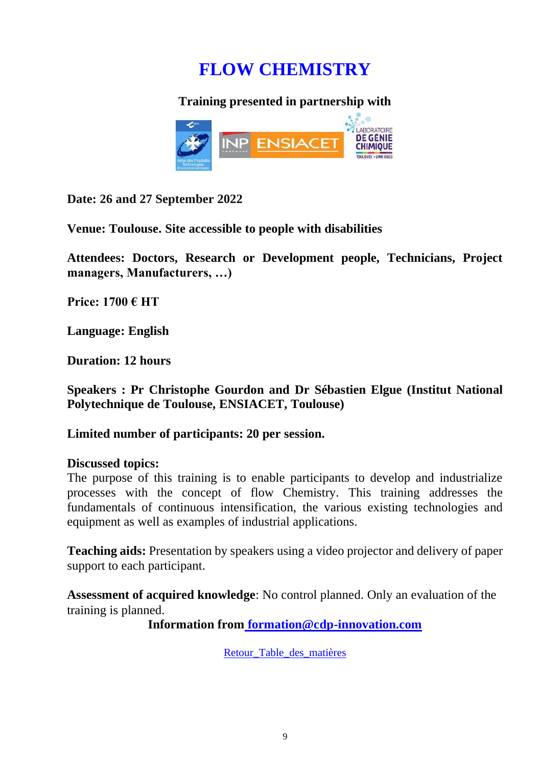# FLOW CHEMISTRY

**Training presented in partnership with**

**Date: 26 and 27 September 2022**

**Venue: Toulouse. Site accessible to people with disabilities**

**Attendees: Doctors, Research or Development people, Technicians, Project managers, Manufacturers, …)**

**Price: 1700 € HT**

**Language: English**

**Duration: 12 hours**

**Speakers : Pr Christophe Gourdon and Dr Sébastien Elgue (Institut National Polytechnique de Toulouse, ENSIACET, Toulouse)**

**Limited number of participants: 20 per session.**

**Discussed topics:**
The purpose of this training is to enable participants to develop and industrialize processes with the concept of flow Chemistry. This training addresses the fundamentals of continuous intensification, the various existing technologies and equipment as well as examples of industrial applications.

**Teaching aids:** Presentation by speakers using a video projector and delivery of paper support to each participant.

**Assessment of acquired knowledge**: No control planned. Only an evaluation of the training is planned.

**Information from [formation@cdp-innovation.com](mailto:formation@cdp-innovation.com)**

Retour_Table_des_matières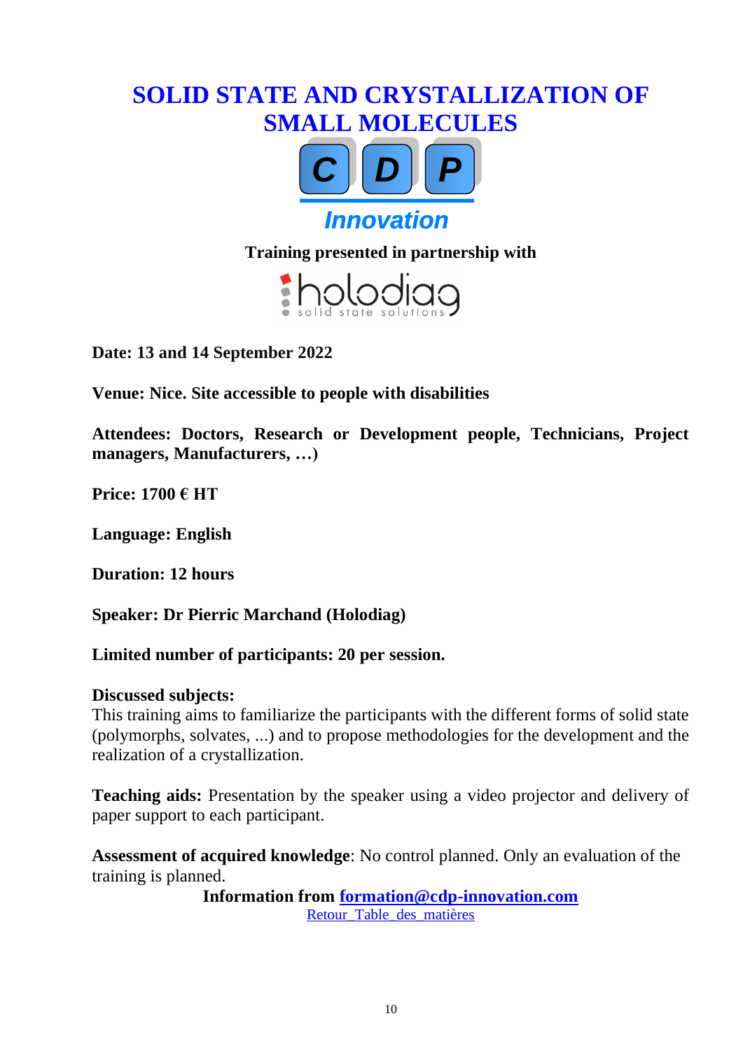# SOLID STATE AND CRYSTALLIZATION OF SMALL MOLECULES

CDP

*Innovation*

**Training presented in partnership with**

holodiag
solid state solutions

**Date: 13 and 14 September 2022**

**Venue: Nice. Site accessible to people with disabilities**

**Attendees: Doctors, Research or Development people, Technicians, Project managers, Manufacturers, …)**

**Price: 1700 € HT**

**Language: English**

**Duration: 12 hours**

**Speaker: Dr Pierric Marchand (Holodiag)**

**Limited number of participants: 20 per session.**

**Discussed subjects:**
This training aims to familiarize the participants with the different forms of solid state (polymorphs, solvates, ...) and to propose methodologies for the development and the realization of a crystallization.

**Teaching aids:** Presentation by the speaker using a video projector and delivery of paper support to each participant.

**Assessment of acquired knowledge**: No control planned. Only an evaluation of the training is planned.

**Information from formation@cdp-innovation.com**

Retour_Table_des_matières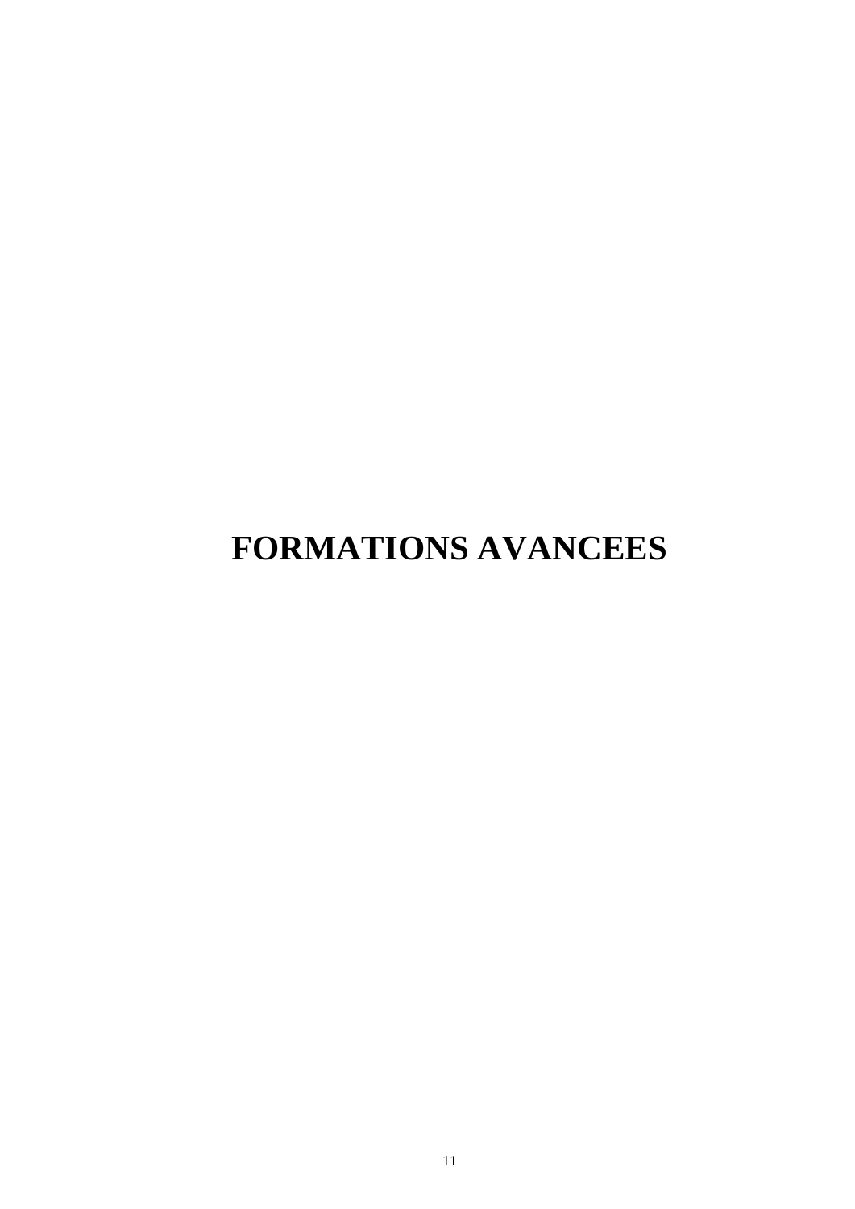# FORMATIONS AVANCEES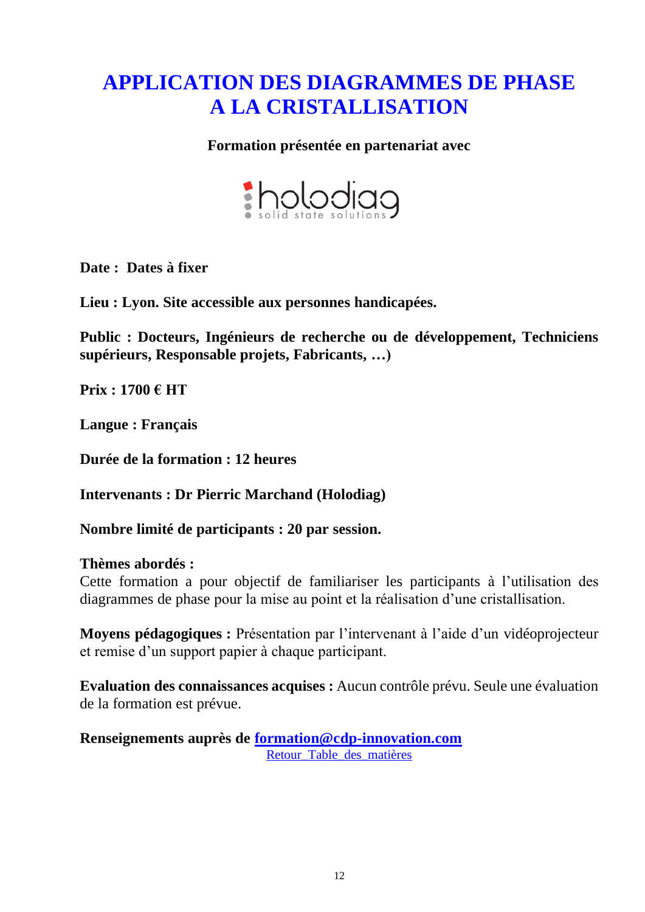# APPLICATION DES DIAGRAMMES DE PHASE A LA CRISTALLISATION

**Formation présentée en partenariat avec**

holodiag solid state solutions

**Date : Dates à fixer**

**Lieu : Lyon. Site accessible aux personnes handicapées.**

**Public : Docteurs, Ingénieurs de recherche ou de développement, Techniciens supérieurs, Responsable projets, Fabricants, …)**

**Prix : 1700 € HT**

**Langue : Français**

**Durée de la formation : 12 heures**

**Intervenants : Dr Pierric Marchand (Holodiag)**

**Nombre limité de participants : 20 par session.**

**Thèmes abordés :**
Cette formation a pour objectif de familiariser les participants à l'utilisation des diagrammes de phase pour la mise au point et la réalisation d'une cristallisation.

**Moyens pédagogiques :** Présentation par l'intervenant à l'aide d'un vidéoprojecteur et remise d'un support papier à chaque participant.

**Evaluation des connaissances acquises :** Aucun contrôle prévu. Seule une évaluation de la formation est prévue.

**Renseignements auprès de [formation@cdp-innovation.com](mailto:formation@cdp-innovation.com)**

Retour_Table_des_matières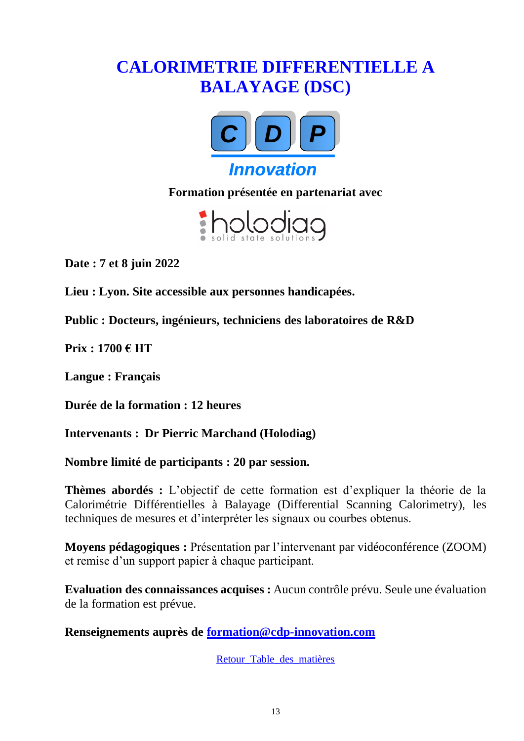# CALORIMETRIE DIFFERENTIELLE A BALAYAGE (DSC)

**Formation présentée en partenariat avec**

**Date : 7 et 8 juin 2022**

**Lieu : Lyon. Site accessible aux personnes handicapées.**

**Public : Docteurs, ingénieurs, techniciens des laboratoires de R&D**

**Prix : 1700 € HT**

**Langue : Français**

**Durée de la formation : 12 heures**

**Intervenants : Dr Pierric Marchand (Holodiag)**

**Nombre limité de participants : 20 par session.**

**Thèmes abordés :** L'objectif de cette formation est d'expliquer la théorie de la Calorimétrie Différentielles à Balayage (Differential Scanning Calorimetry), les techniques de mesures et d'interpréter les signaux ou courbes obtenus.

**Moyens pédagogiques :** Présentation par l'intervenant par vidéoconférence (ZOOM) et remise d'un support papier à chaque participant.

**Evaluation des connaissances acquises :** Aucun contrôle prévu. Seule une évaluation de la formation est prévue.

**Renseignements auprès de [formation@cdp-innovation.com](mailto:formation@cdp-innovation.com)**

Retour Table des matières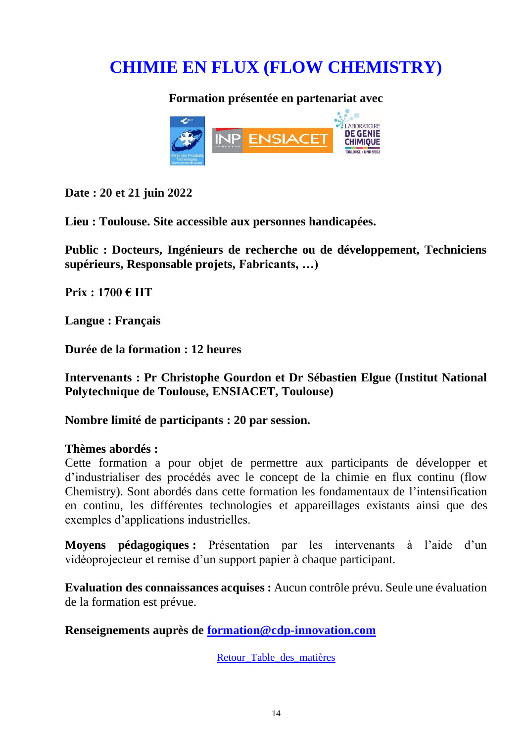# CHIMIE EN FLUX (FLOW CHEMISTRY)

**Formation présentée en partenariat avec**

**Date : 20 et 21 juin 2022**

**Lieu : Toulouse. Site accessible aux personnes handicapées.**

**Public : Docteurs, Ingénieurs de recherche ou de développement, Techniciens supérieurs, Responsable projets, Fabricants, …)**

**Prix : 1700 € HT**

**Langue : Français**

**Durée de la formation : 12 heures**

**Intervenants : Pr Christophe Gourdon et Dr Sébastien Elgue (Institut National Polytechnique de Toulouse, ENSIACET, Toulouse)**

**Nombre limité de participants : 20 par session.**

**Thèmes abordés :**
Cette formation a pour objet de permettre aux participants de développer et d'industrialiser des procédés avec le concept de la chimie en flux continu (flow Chemistry). Sont abordés dans cette formation les fondamentaux de l'intensification en continu, les différentes technologies et appareillages existants ainsi que des exemples d'applications industrielles.

**Moyens pédagogiques :** Présentation par les intervenants à l'aide d'un vidéoprojecteur et remise d'un support papier à chaque participant.

**Evaluation des connaissances acquises :** Aucun contrôle prévu. Seule une évaluation de la formation est prévue.

**Renseignements auprès de [formation@cdp-innovation.com](mailto:formation@cdp-innovation.com)**

Retour_Table_des_matières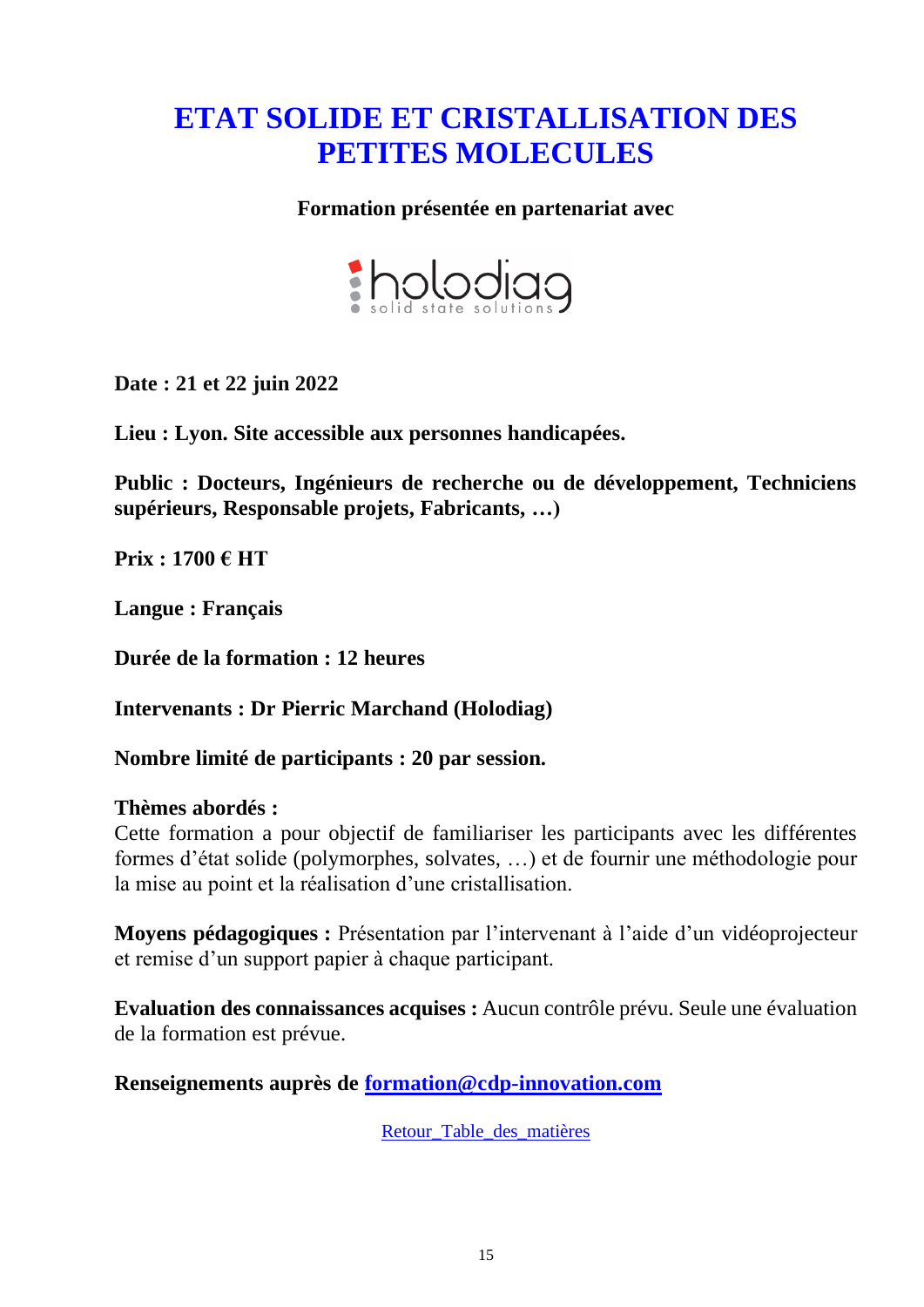# ETAT SOLIDE ET CRISTALLISATION DES PETITES MOLECULES

**Formation présentée en partenariat avec**

holodiag
solid state solutions

**Date : 21 et 22 juin 2022**

**Lieu : Lyon. Site accessible aux personnes handicapées.**

**Public : Docteurs, Ingénieurs de recherche ou de développement, Techniciens supérieurs, Responsable projets, Fabricants, …)**

**Prix : 1700 € HT**

**Langue : Français**

**Durée de la formation : 12 heures**

**Intervenants : Dr Pierric Marchand (Holodiag)**

**Nombre limité de participants : 20 par session.**

**Thèmes abordés :**
Cette formation a pour objectif de familiariser les participants avec les différentes formes d'état solide (polymorphes, solvates, …) et de fournir une méthodologie pour la mise au point et la réalisation d'une cristallisation.

**Moyens pédagogiques :** Présentation par l'intervenant à l'aide d'un vidéoprojecteur et remise d'un support papier à chaque participant.

**Evaluation des connaissances acquises :** Aucun contrôle prévu. Seule une évaluation de la formation est prévue.

**Renseignements auprès de [formation@cdp-innovation.com](mailto:formation@cdp-innovation.com)**

Retour_Table_des_matières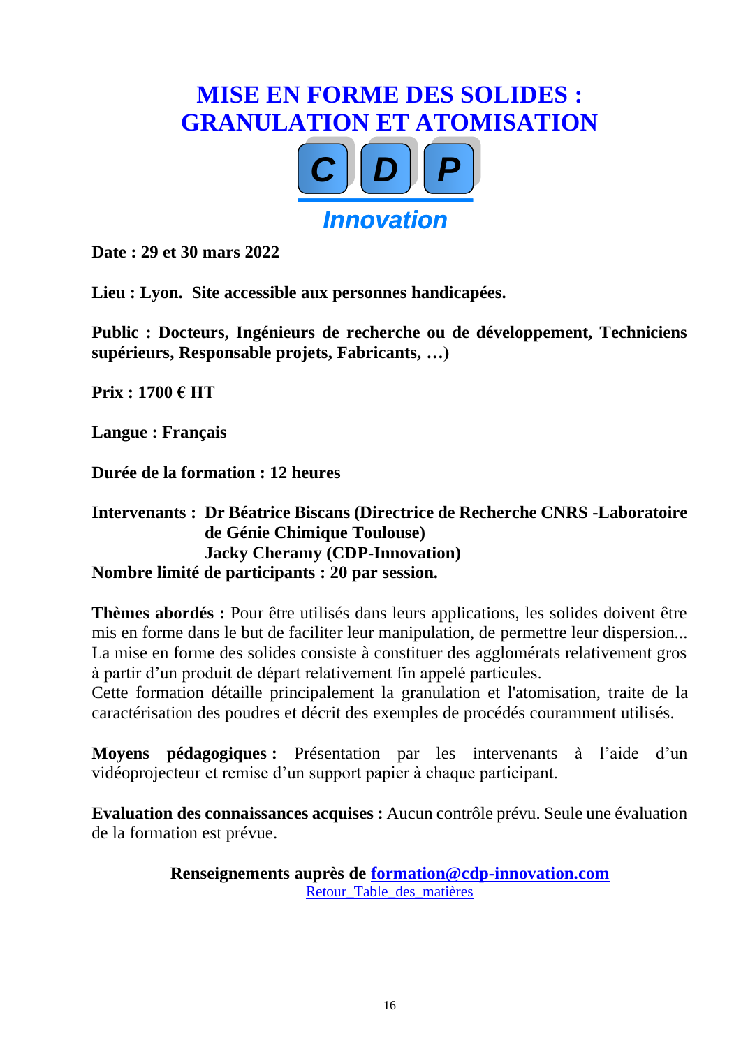# MISE EN FORME DES SOLIDES : GRANULATION ET ATOMISATION

**Date : 29 et 30 mars 2022**

**Lieu : Lyon. Site accessible aux personnes handicapées.**

**Public : Docteurs, Ingénieurs de recherche ou de développement, Techniciens supérieurs, Responsable projets, Fabricants, …)**

**Prix : 1700 € HT**

**Langue : Français**

**Durée de la formation : 12 heures**

**Intervenants : Dr Béatrice Biscans (Directrice de Recherche CNRS -Laboratoire de Génie Chimique Toulouse)**
**Jacky Cheramy (CDP-Innovation)**
**Nombre limité de participants : 20 par session.**

**Thèmes abordés :** Pour être utilisés dans leurs applications, les solides doivent être mis en forme dans le but de faciliter leur manipulation, de permettre leur dispersion... La mise en forme des solides consiste à constituer des agglomérats relativement gros à partir d'un produit de départ relativement fin appelé particules.
Cette formation détaille principalement la granulation et l'atomisation, traite de la caractérisation des poudres et décrit des exemples de procédés couramment utilisés.

**Moyens pédagogiques :** Présentation par les intervenants à l'aide d'un vidéoprojecteur et remise d'un support papier à chaque participant.

**Evaluation des connaissances acquises :** Aucun contrôle prévu. Seule une évaluation de la formation est prévue.

**Renseignements auprès de formation@cdp-innovation.com**

Retour_Table_des_matières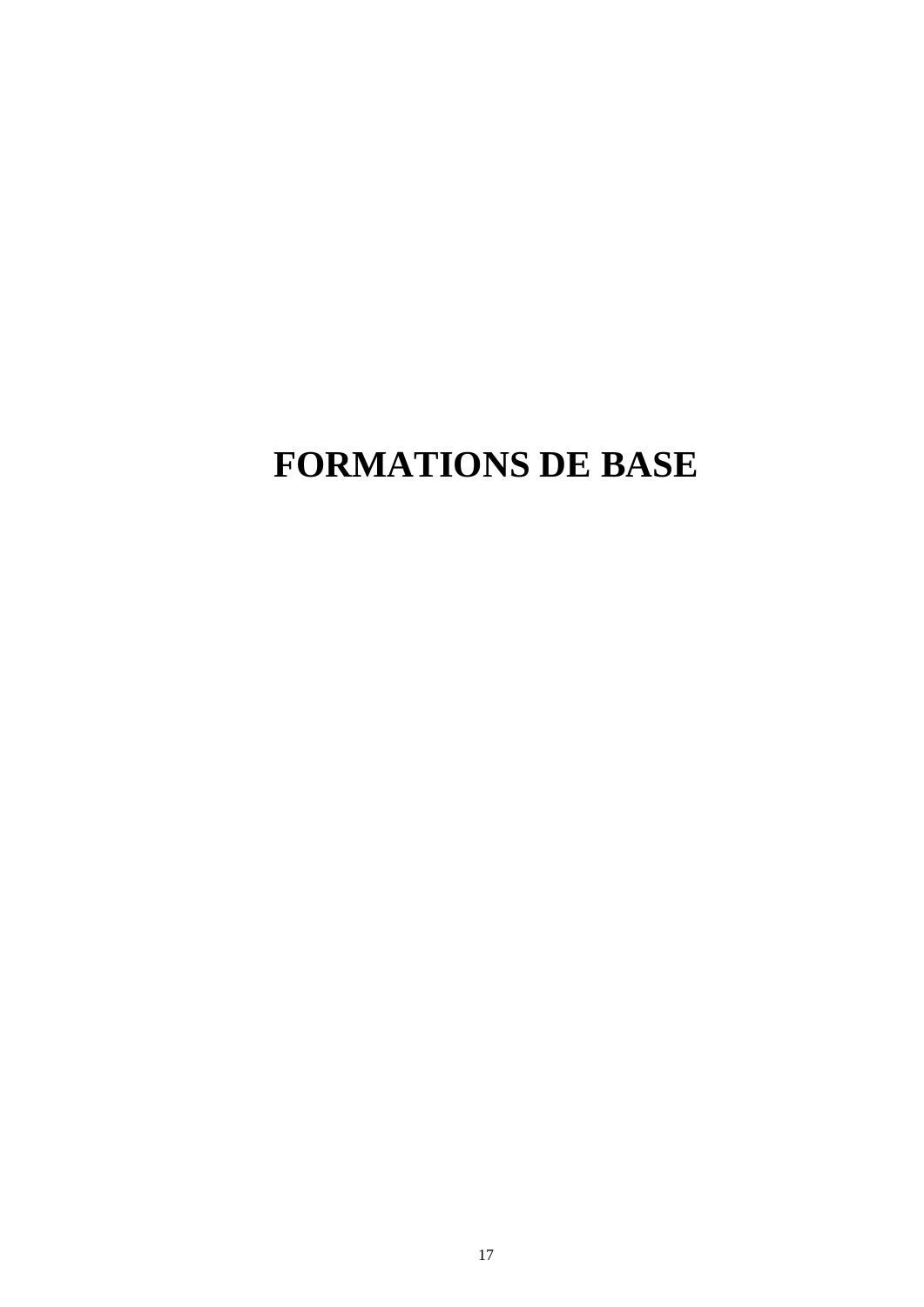# FORMATIONS DE BASE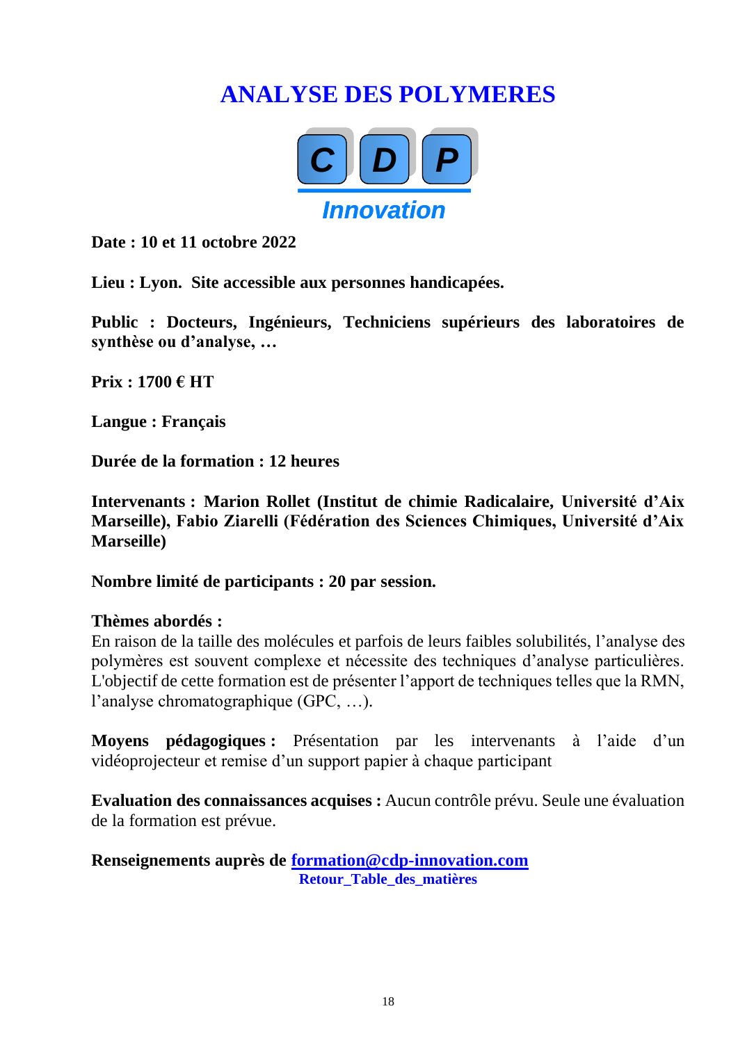# ANALYSE DES POLYMERES

**C D P**

***Innovation***

**Date : 10 et 11 octobre 2022**

**Lieu : Lyon. Site accessible aux personnes handicapées.**

**Public : Docteurs, Ingénieurs, Techniciens supérieurs des laboratoires de synthèse ou d'analyse, …**

**Prix : 1700 € HT**

**Langue : Français**

**Durée de la formation : 12 heures**

**Intervenants : Marion Rollet (Institut de chimie Radicalaire, Université d'Aix Marseille), Fabio Ziarelli (Fédération des Sciences Chimiques, Université d'Aix Marseille)**

**Nombre limité de participants : 20 par session.**

**Thèmes abordés :**
En raison de la taille des molécules et parfois de leurs faibles solubilités, l'analyse des polymères est souvent complexe et nécessite des techniques d'analyse particulières. L'objectif de cette formation est de présenter l'apport de techniques telles que la RMN, l'analyse chromatographique (GPC, …).

**Moyens pédagogiques :** Présentation par les intervenants à l'aide d'un vidéoprojecteur et remise d'un support papier à chaque participant

**Evaluation des connaissances acquises :** Aucun contrôle prévu. Seule une évaluation de la formation est prévue.

**Renseignements auprès de [formation@cdp-innovation.com](mailto:formation@cdp-innovation.com)**

**Retour_Table_des_matières**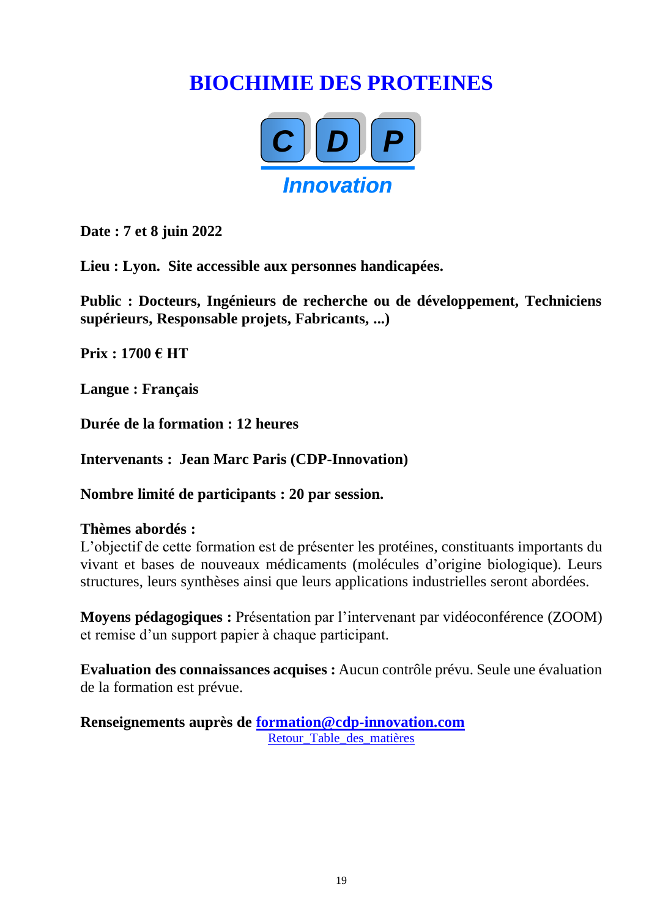# BIOCHIMIE DES PROTEINES

**C D P**

***Innovation***

**Date : 7 et 8 juin 2022**

**Lieu : Lyon.  Site accessible aux personnes handicapées.**

**Public : Docteurs, Ingénieurs de recherche ou de développement, Techniciens supérieurs, Responsable projets, Fabricants, ...)**

**Prix : 1700 € HT**

**Langue : Français**

**Durée de la formation : 12 heures**

**Intervenants :  Jean Marc Paris (CDP-Innovation)**

**Nombre limité de participants : 20 par session.**

**Thèmes abordés :**
L'objectif de cette formation est de présenter les protéines, constituants importants du vivant et bases de nouveaux médicaments (molécules d'origine biologique). Leurs structures, leurs synthèses ainsi que leurs applications industrielles seront abordées.

**Moyens pédagogiques :** Présentation par l'intervenant par vidéoconférence (ZOOM) et remise d'un support papier à chaque participant.

**Evaluation des connaissances acquises :** Aucun contrôle prévu. Seule une évaluation de la formation est prévue.

**Renseignements auprès de formation@cdp-innovation.com**

Retour_Table_des_matières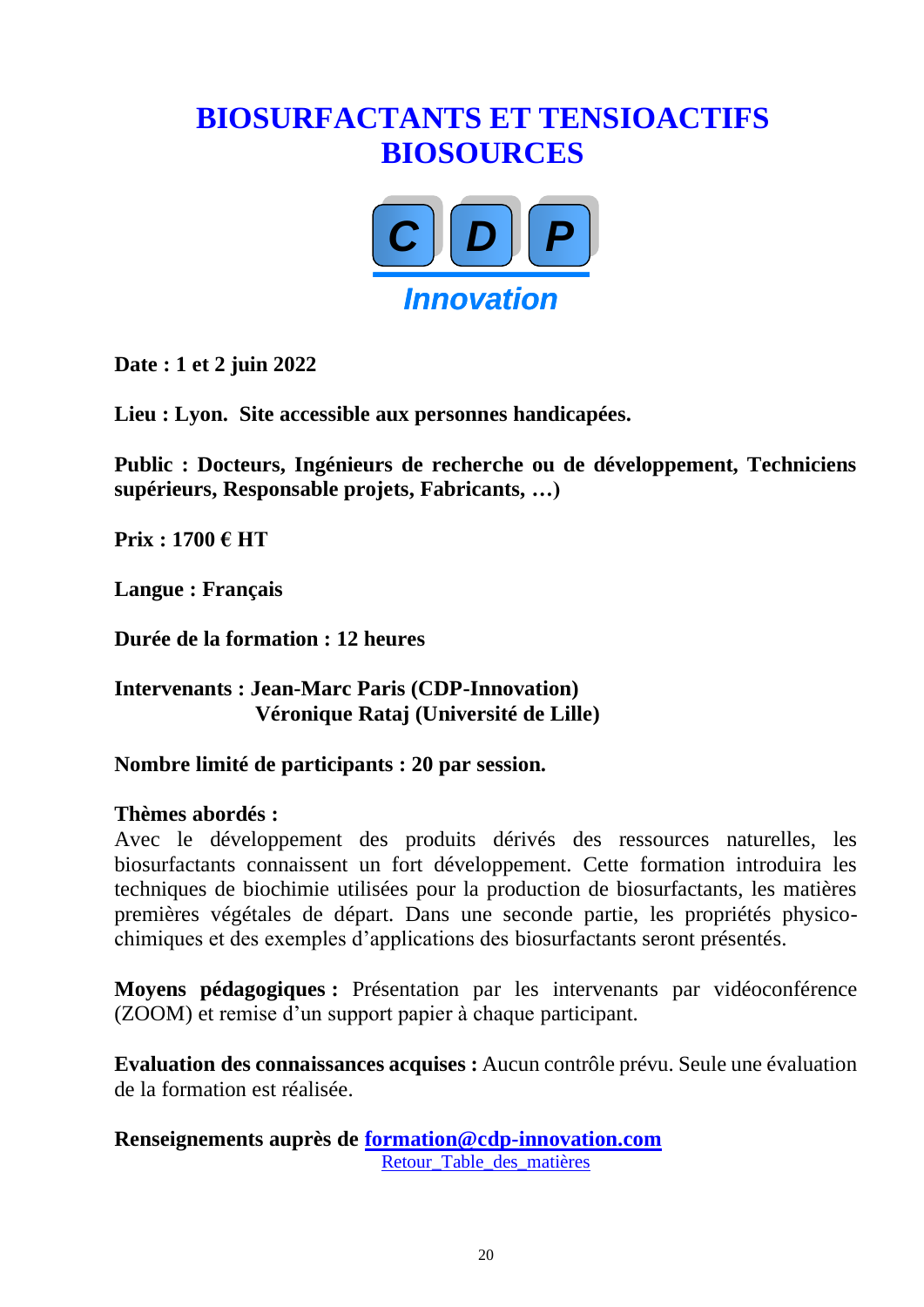# BIOSURFACTANTS ET TENSIOACTIFS BIOSOURCES

**C D P**

***Innovation***

**Date : 1 et 2 juin 2022**

**Lieu : Lyon.  Site accessible aux personnes handicapées.**

**Public : Docteurs, Ingénieurs de recherche ou de développement, Techniciens supérieurs, Responsable projets, Fabricants, …)**

**Prix : 1700 € HT**

**Langue : Français**

**Durée de la formation : 12 heures**

**Intervenants : Jean-Marc Paris (CDP-Innovation)**
**Véronique Rataj (Université de Lille)**

**Nombre limité de participants : 20 par session.**

**Thèmes abordés :**
Avec le développement des produits dérivés des ressources naturelles, les biosurfactants connaissent un fort développement. Cette formation introduira les techniques de biochimie utilisées pour la production de biosurfactants, les matières premières végétales de départ. Dans une seconde partie, les propriétés physico-chimiques et des exemples d'applications des biosurfactants seront présentés.

**Moyens pédagogiques :** Présentation par les intervenants par vidéoconférence (ZOOM) et remise d'un support papier à chaque participant.

**Evaluation des connaissances acquises :** Aucun contrôle prévu. Seule une évaluation de la formation est réalisée.

**Renseignements auprès de [formation@cdp-innovation.com](mailto:formation@cdp-innovation.com)**

Retour_Table_des_matières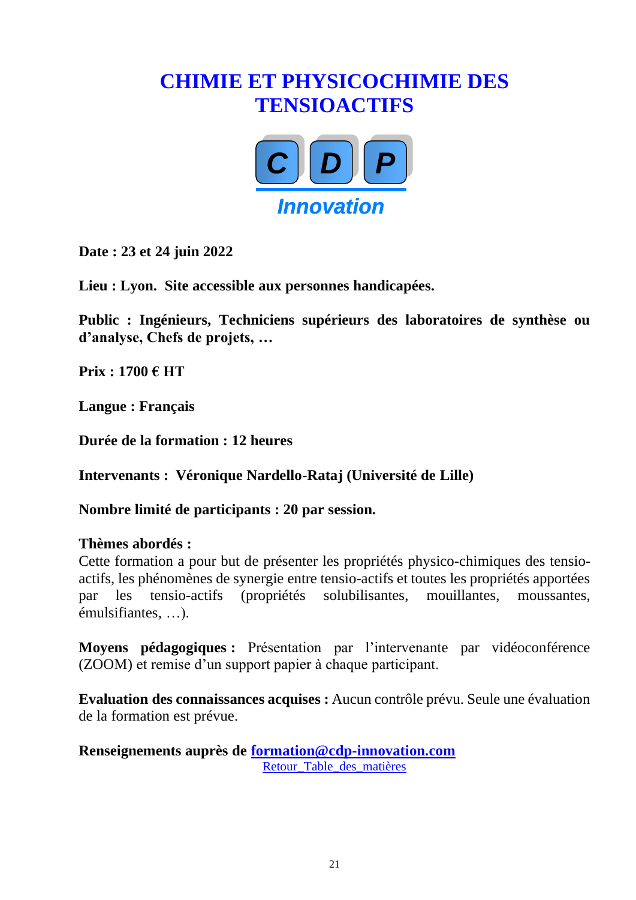# CHIMIE ET PHYSICOCHIMIE DES TENSIOACTIFS

**Date : 23 et 24 juin 2022**

**Lieu : Lyon. Site accessible aux personnes handicapées.**

**Public : Ingénieurs, Techniciens supérieurs des laboratoires de synthèse ou d'analyse, Chefs de projets, …**

**Prix : 1700 € HT**

**Langue : Français**

**Durée de la formation : 12 heures**

**Intervenants : Véronique Nardello-Rataj (Université de Lille)**

**Nombre limité de participants : 20 par session.**

**Thèmes abordés :**
Cette formation a pour but de présenter les propriétés physico-chimiques des tensio-actifs, les phénomènes de synergie entre tensio-actifs et toutes les propriétés apportées par les tensio-actifs (propriétés solubilisantes, mouillantes, moussantes, émulsifiantes, …).

**Moyens pédagogiques :** Présentation par l'intervenante par vidéoconférence (ZOOM) et remise d'un support papier à chaque participant.

**Evaluation des connaissances acquises :** Aucun contrôle prévu. Seule une évaluation de la formation est prévue.

**Renseignements auprès de [formation@cdp-innovation.com](mailto:formation@cdp-innovation.com)**

Retour_Table_des_matières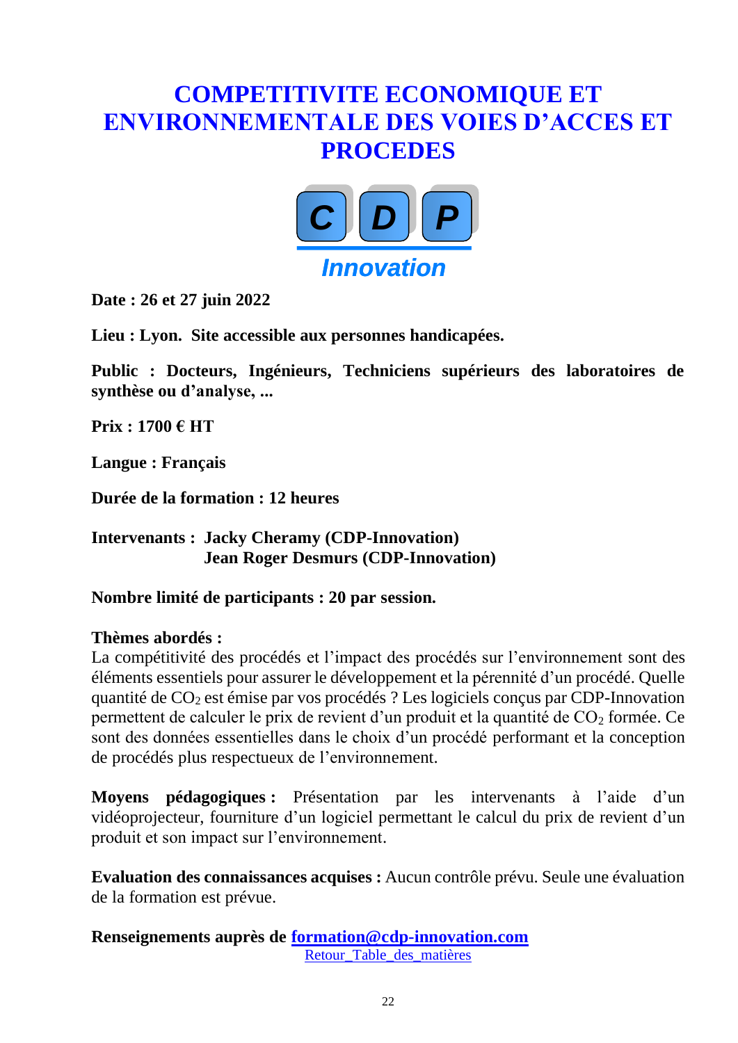# COMPETITIVITE ECONOMIQUE ET ENVIRONNEMENTALE DES VOIES D'ACCES ET PROCEDES

**Date : 26 et 27 juin 2022**

**Lieu : Lyon. Site accessible aux personnes handicapées.**

**Public : Docteurs, Ingénieurs, Techniciens supérieurs des laboratoires de synthèse ou d'analyse, ...**

**Prix : 1700 € HT**

**Langue : Français**

**Durée de la formation : 12 heures**

**Intervenants : Jacky Cheramy (CDP-Innovation)**
**Jean Roger Desmurs (CDP-Innovation)**

**Nombre limité de participants : 20 par session.**

**Thèmes abordés :**
La compétitivité des procédés et l'impact des procédés sur l'environnement sont des éléments essentiels pour assurer le développement et la pérennité d'un procédé. Quelle quantité de $CO_2$ est émise par vos procédés ? Les logiciels conçus par CDP-Innovation permettent de calculer le prix de revient d'un produit et la quantité de $CO_2$ formée. Ce sont des données essentielles dans le choix d'un procédé performant et la conception de procédés plus respectueux de l'environnement.

**Moyens pédagogiques :** Présentation par les intervenants à l'aide d'un vidéoprojecteur, fourniture d'un logiciel permettant le calcul du prix de revient d'un produit et son impact sur l'environnement.

**Evaluation des connaissances acquises :** Aucun contrôle prévu. Seule une évaluation de la formation est prévue.

**Renseignements auprès de [formation@cdp-innovation.com](mailto:formation@cdp-innovation.com)**

Retour_Table_des_matières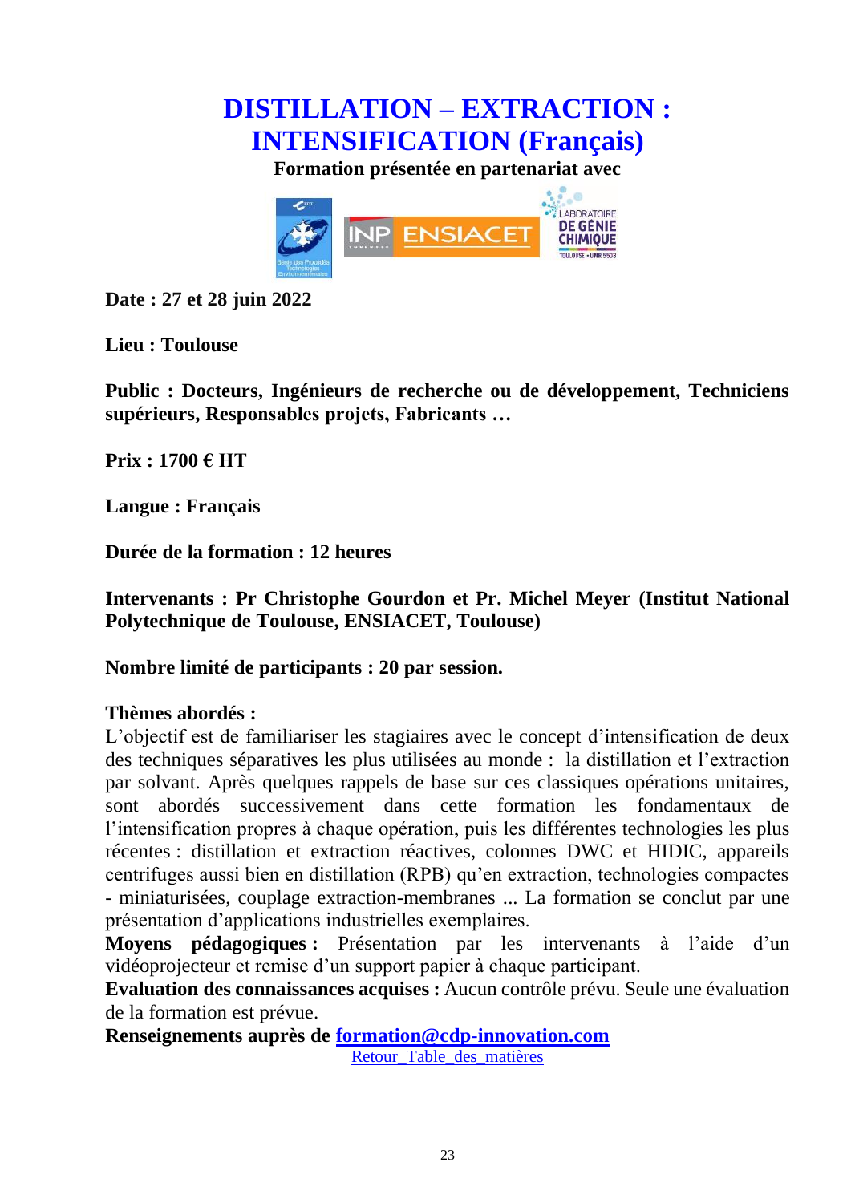# DISTILLATION – EXTRACTION : INTENSIFICATION (Français)

**Formation présentée en partenariat avec**

**Date : 27 et 28 juin 2022**

**Lieu : Toulouse**

**Public : Docteurs, Ingénieurs de recherche ou de développement, Techniciens supérieurs, Responsables projets, Fabricants …**

**Prix : 1700 € HT**

**Langue : Français**

**Durée de la formation : 12 heures**

**Intervenants : Pr Christophe Gourdon et Pr. Michel Meyer (Institut National Polytechnique de Toulouse, ENSIACET, Toulouse)**

**Nombre limité de participants : 20 par session.**

**Thèmes abordés :**
L'objectif est de familiariser les stagiaires avec le concept d'intensification de deux des techniques séparatives les plus utilisées au monde : la distillation et l'extraction par solvant. Après quelques rappels de base sur ces classiques opérations unitaires, sont abordés successivement dans cette formation les fondamentaux de l'intensification propres à chaque opération, puis les différentes technologies les plus récentes : distillation et extraction réactives, colonnes DWC et HIDIC, appareils centrifuges aussi bien en distillation (RPB) qu'en extraction, technologies compactes - miniaturisées, couplage extraction-membranes ... La formation se conclut par une présentation d'applications industrielles exemplaires.

**Moyens pédagogiques :** Présentation par les intervenants à l'aide d'un vidéoprojecteur et remise d'un support papier à chaque participant.

**Evaluation des connaissances acquises :** Aucun contrôle prévu. Seule une évaluation de la formation est prévue.

**Renseignements auprès de formation@cdp-innovation.com**

Retour_Table_des_matières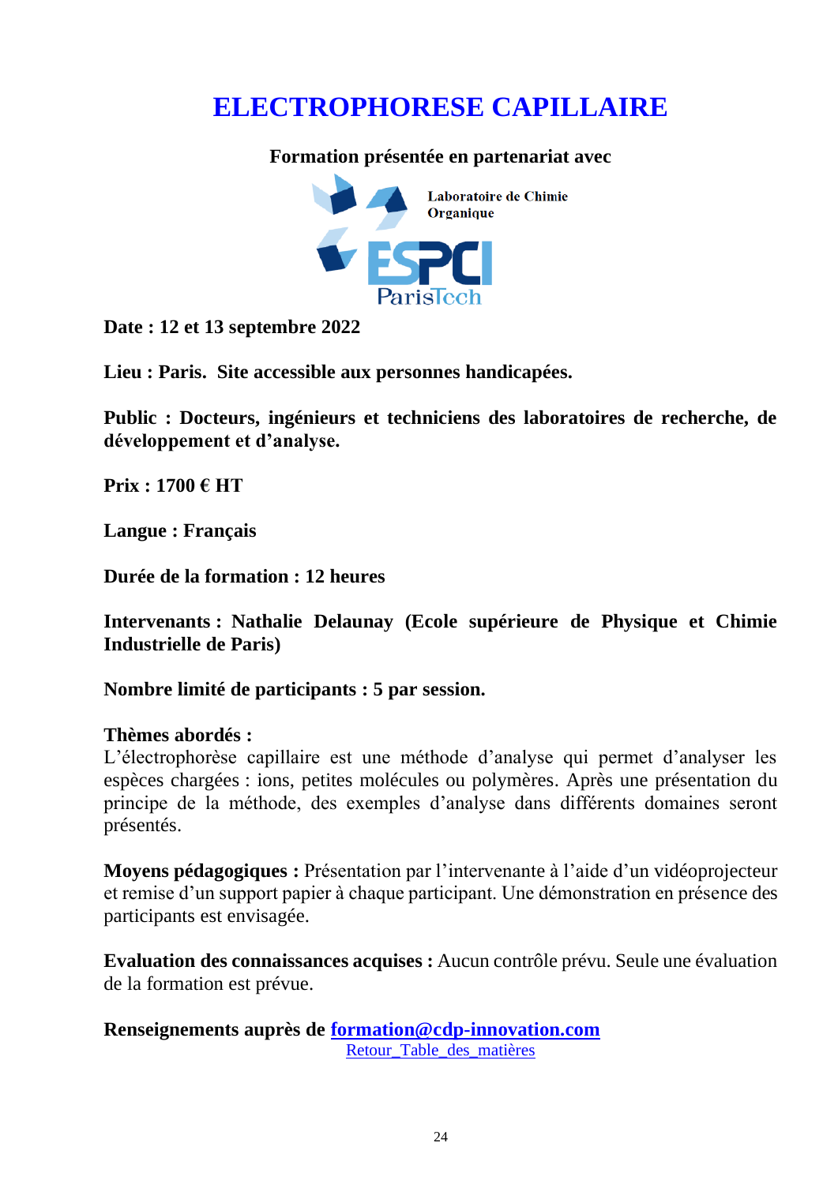# ELECTROPHORESE CAPILLAIRE

**Formation présentée en partenariat avec**

Laboratoire de Chimie Organique

ESPCI ParisTech

**Date : 12 et 13 septembre 2022**

**Lieu : Paris. Site accessible aux personnes handicapées.**

**Public : Docteurs, ingénieurs et techniciens des laboratoires de recherche, de développement et d'analyse.**

**Prix : 1700 € HT**

**Langue : Français**

**Durée de la formation : 12 heures**

**Intervenants : Nathalie Delaunay (Ecole supérieure de Physique et Chimie Industrielle de Paris)**

**Nombre limité de participants : 5 par session.**

**Thèmes abordés :**
L'électrophorèse capillaire est une méthode d'analyse qui permet d'analyser les espèces chargées : ions, petites molécules ou polymères. Après une présentation du principe de la méthode, des exemples d'analyse dans différents domaines seront présentés.

**Moyens pédagogiques :** Présentation par l'intervenante à l'aide d'un vidéoprojecteur et remise d'un support papier à chaque participant. Une démonstration en présence des participants est envisagée.

**Evaluation des connaissances acquises :** Aucun contrôle prévu. Seule une évaluation de la formation est prévue.

**Renseignements auprès de formation@cdp-innovation.com**

Retour_Table_des_matières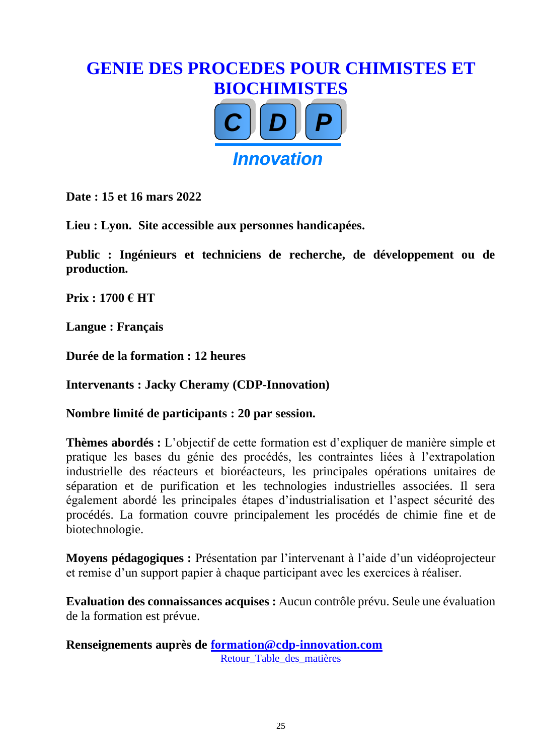# GENIE DES PROCEDES POUR CHIMISTES ET BIOCHIMISTES

C D P

*Innovation*

**Date : 15 et 16 mars 2022**

**Lieu : Lyon. Site accessible aux personnes handicapées.**

**Public : Ingénieurs et techniciens de recherche, de développement ou de production.**

**Prix : 1700 € HT**

**Langue : Français**

**Durée de la formation : 12 heures**

**Intervenants : Jacky Cheramy (CDP-Innovation)**

**Nombre limité de participants : 20 par session.**

**Thèmes abordés :** L'objectif de cette formation est d'expliquer de manière simple et pratique les bases du génie des procédés, les contraintes liées à l'extrapolation industrielle des réacteurs et bioréacteurs, les principales opérations unitaires de séparation et de purification et les technologies industrielles associées. Il sera également abordé les principales étapes d'industrialisation et l'aspect sécurité des procédés. La formation couvre principalement les procédés de chimie fine et de biotechnologie.

**Moyens pédagogiques :** Présentation par l'intervenant à l'aide d'un vidéoprojecteur et remise d'un support papier à chaque participant avec les exercices à réaliser.

**Evaluation des connaissances acquises :** Aucun contrôle prévu. Seule une évaluation de la formation est prévue.

**Renseignements auprès de [formation@cdp-innovation.com](mailto:formation@cdp-innovation.com)**

Retour Table des matières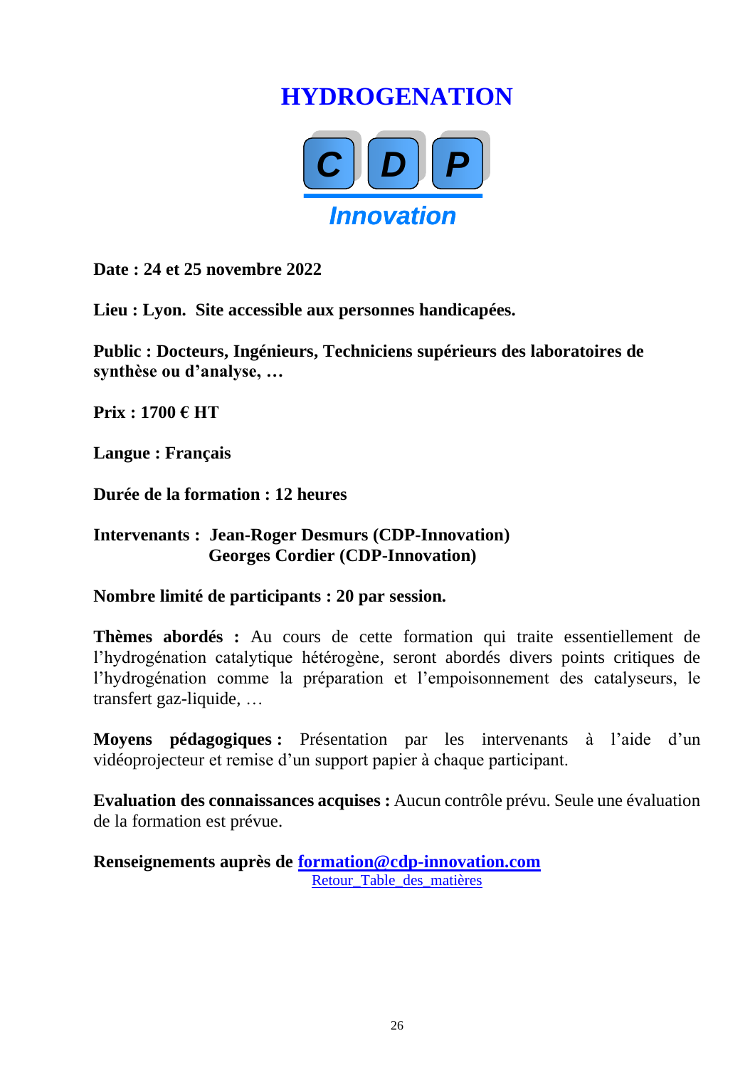# HYDROGENATION

CDP Innovation

**Date : 24 et 25 novembre 2022**

**Lieu : Lyon. Site accessible aux personnes handicapées.**

**Public : Docteurs, Ingénieurs, Techniciens supérieurs des laboratoires de synthèse ou d'analyse, …**

**Prix : 1700 € HT**

**Langue : Français**

**Durée de la formation : 12 heures**

**Intervenants : Jean-Roger Desmurs (CDP-Innovation)**
**Georges Cordier (CDP-Innovation)**

**Nombre limité de participants : 20 par session.**

**Thèmes abordés :** Au cours de cette formation qui traite essentiellement de l'hydrogénation catalytique hétérogène, seront abordés divers points critiques de l'hydrogénation comme la préparation et l'empoisonnement des catalyseurs, le transfert gaz-liquide, …

**Moyens pédagogiques :** Présentation par les intervenants à l'aide d'un vidéoprojecteur et remise d'un support papier à chaque participant.

**Evaluation des connaissances acquises :** Aucun contrôle prévu. Seule une évaluation de la formation est prévue.

**Renseignements auprès de formation@cdp-innovation.com**

Retour_Table_des_matières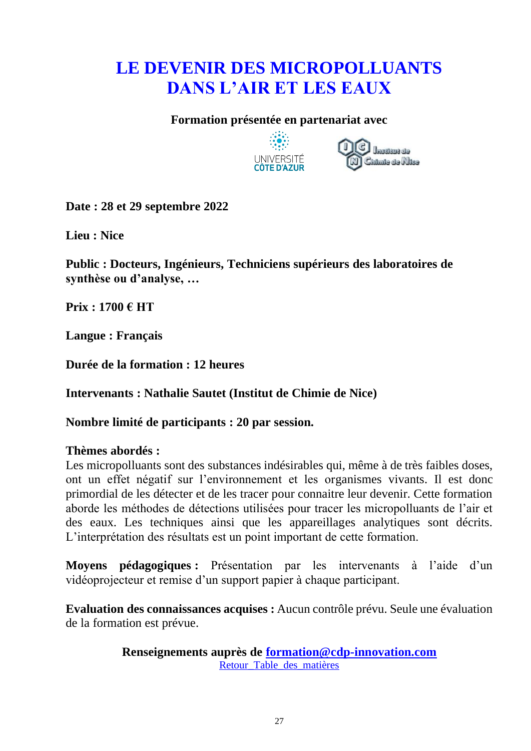# LE DEVENIR DES MICROPOLLUANTS DANS L'AIR ET LES EAUX

**Formation présentée en partenariat avec**

**Date : 28 et 29 septembre 2022**

**Lieu : Nice**

**Public : Docteurs, Ingénieurs, Techniciens supérieurs des laboratoires de synthèse ou d'analyse, …**

**Prix : 1700 € HT**

**Langue : Français**

**Durée de la formation : 12 heures**

**Intervenants : Nathalie Sautet (Institut de Chimie de Nice)**

**Nombre limité de participants : 20 par session.**

**Thèmes abordés :**
Les micropolluants sont des substances indésirables qui, même à de très faibles doses, ont un effet négatif sur l'environnement et les organismes vivants. Il est donc primordial de les détecter et de les tracer pour connaitre leur devenir. Cette formation aborde les méthodes de détections utilisées pour tracer les micropolluants de l'air et des eaux. Les techniques ainsi que les appareillages analytiques sont décrits. L'interprétation des résultats est un point important de cette formation.

**Moyens pédagogiques :** Présentation par les intervenants à l'aide d'un vidéoprojecteur et remise d'un support papier à chaque participant.

**Evaluation des connaissances acquises :** Aucun contrôle prévu. Seule une évaluation de la formation est prévue.

**Renseignements auprès de [formation@cdp-innovation.com](mailto:formation@cdp-innovation.com)**

Retour_Table_des_matières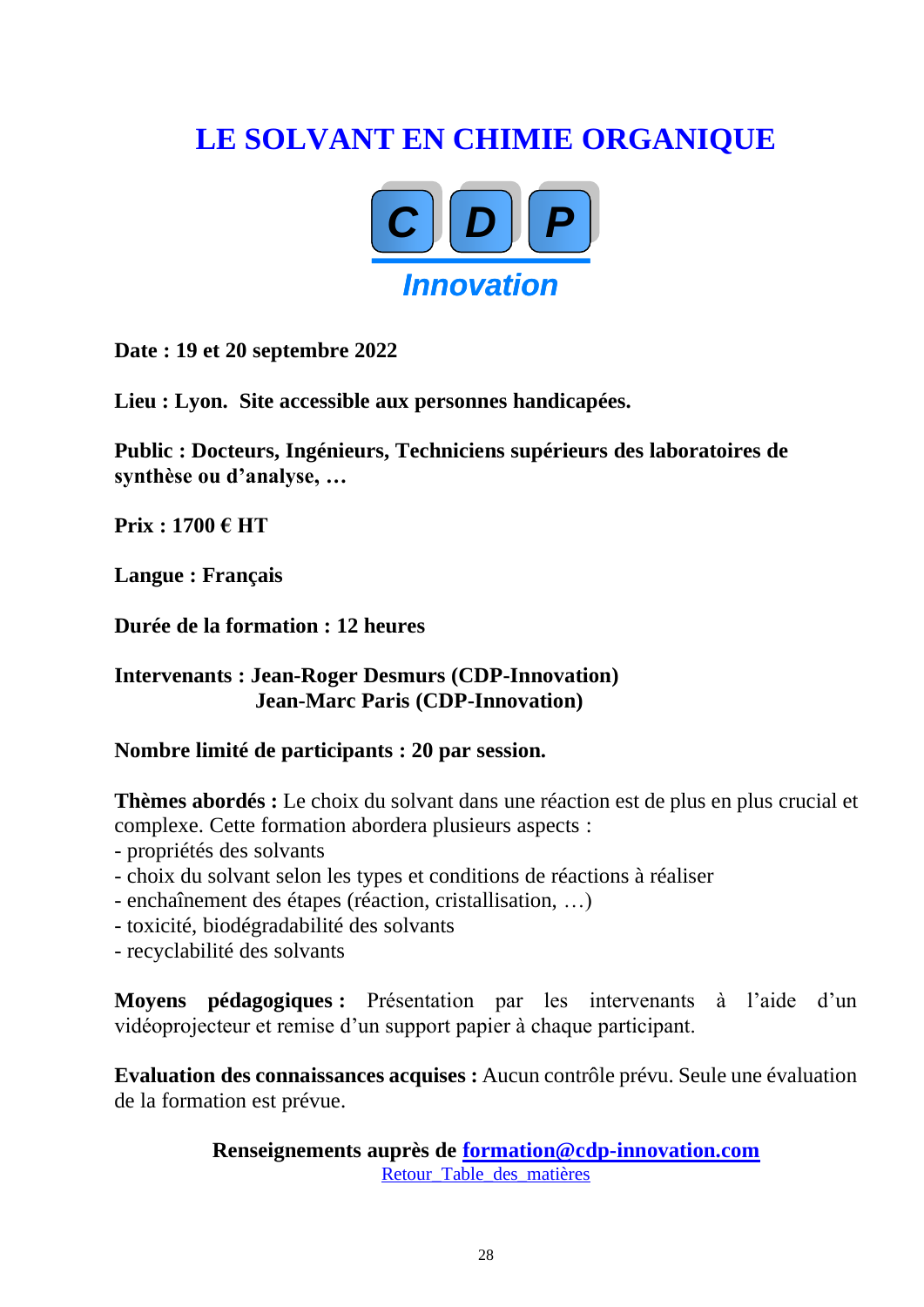# LE SOLVANT EN CHIMIE ORGANIQUE

C D P
Innovation

**Date : 19 et 20 septembre 2022**

**Lieu : Lyon. Site accessible aux personnes handicapées.**

**Public : Docteurs, Ingénieurs, Techniciens supérieurs des laboratoires de synthèse ou d'analyse, …**

**Prix : 1700 € HT**

**Langue : Français**

**Durée de la formation : 12 heures**

**Intervenants : Jean-Roger Desmurs (CDP-Innovation)**
**Jean-Marc Paris (CDP-Innovation)**

**Nombre limité de participants : 20 par session.**

**Thèmes abordés :** Le choix du solvant dans une réaction est de plus en plus crucial et complexe. Cette formation abordera plusieurs aspects :
- propriétés des solvants
- choix du solvant selon les types et conditions de réactions à réaliser
- enchaînement des étapes (réaction, cristallisation, …)
- toxicité, biodégradabilité des solvants
- recyclabilité des solvants

**Moyens pédagogiques :** Présentation par les intervenants à l'aide d'un vidéoprojecteur et remise d'un support papier à chaque participant.

**Evaluation des connaissances acquises :** Aucun contrôle prévu. Seule une évaluation de la formation est prévue.

**Renseignements auprès de [formation@cdp-innovation.com](mailto:formation@cdp-innovation.com)**

Retour Table des matières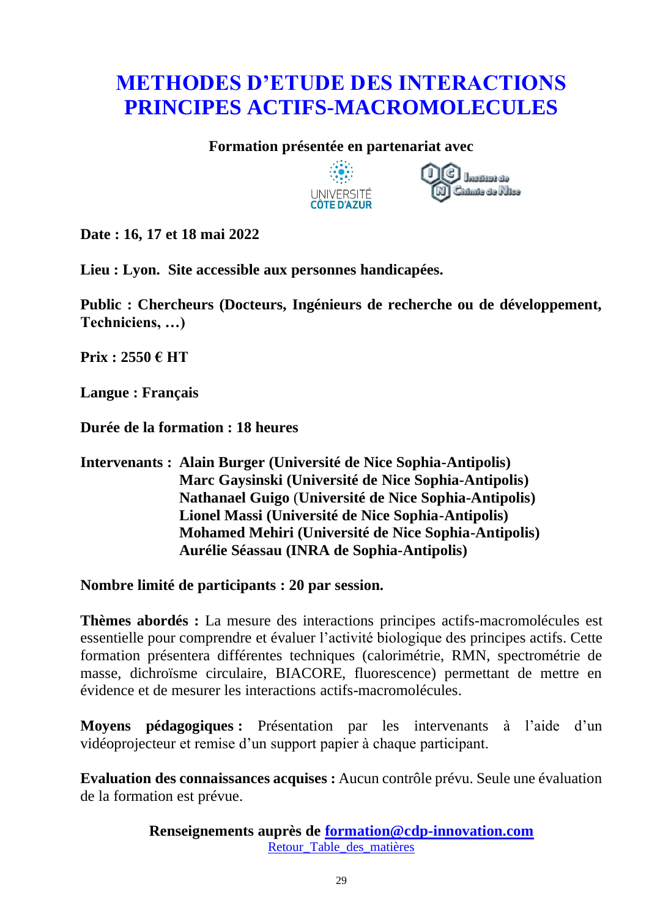# METHODES D'ETUDE DES INTERACTIONS PRINCIPES ACTIFS-MACROMOLECULES

**Formation présentée en partenariat avec**

**Date : 16, 17 et 18 mai 2022**

**Lieu : Lyon. Site accessible aux personnes handicapées.**

**Public : Chercheurs (Docteurs, Ingénieurs de recherche ou de développement, Techniciens, …)**

**Prix : 2550 € HT**

**Langue : Français**

**Durée de la formation : 18 heures**

**Intervenants : Alain Burger (Université de Nice Sophia-Antipolis)**
**Marc Gaysinski (Université de Nice Sophia-Antipolis)**
**Nathanael Guigo (Université de Nice Sophia-Antipolis)**
**Lionel Massi (Université de Nice Sophia-Antipolis)**
**Mohamed Mehiri (Université de Nice Sophia-Antipolis)**
**Aurélie Séassau (INRA de Sophia-Antipolis)**

**Nombre limité de participants : 20 par session.**

**Thèmes abordés :** La mesure des interactions principes actifs-macromolécules est essentielle pour comprendre et évaluer l'activité biologique des principes actifs. Cette formation présentera différentes techniques (calorimétrie, RMN, spectrométrie de masse, dichroïsme circulaire, BIACORE, fluorescence) permettant de mettre en évidence et de mesurer les interactions actifs-macromolécules.

**Moyens pédagogiques :** Présentation par les intervenants à l'aide d'un vidéoprojecteur et remise d'un support papier à chaque participant.

**Evaluation des connaissances acquises :** Aucun contrôle prévu. Seule une évaluation de la formation est prévue.

**Renseignements auprès de [formation@cdp-innovation.com](mailto:formation@cdp-innovation.com)**

Retour_Table_des_matières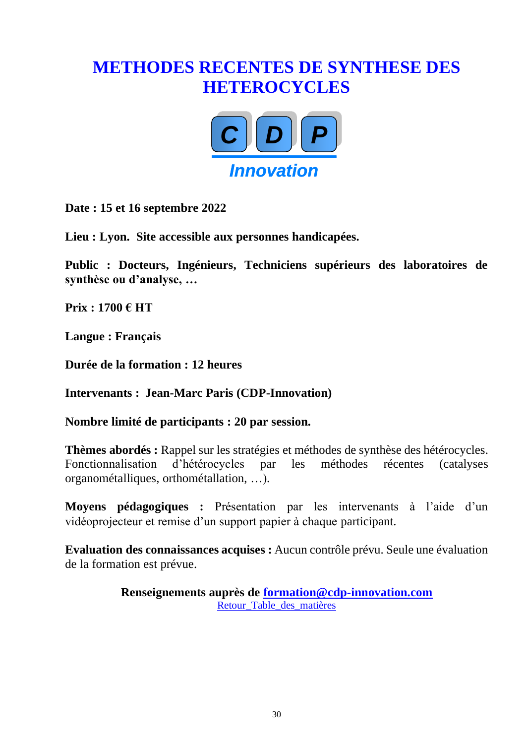# METHODES RECENTES DE SYNTHESE DES HETEROCYCLES

C D P
*Innovation*

**Date : 15 et 16 septembre 2022**

**Lieu : Lyon. Site accessible aux personnes handicapées.**

**Public : Docteurs, Ingénieurs, Techniciens supérieurs des laboratoires de synthèse ou d'analyse, …**

**Prix : 1700 € HT**

**Langue : Français**

**Durée de la formation : 12 heures**

**Intervenants : Jean-Marc Paris (CDP-Innovation)**

**Nombre limité de participants : 20 par session.**

**Thèmes abordés :** Rappel sur les stratégies et méthodes de synthèse des hétérocycles. Fonctionnalisation d'hétérocycles par les méthodes récentes (catalyses organométalliques, orthométallation, …).

**Moyens pédagogiques :** Présentation par les intervenants à l'aide d'un vidéoprojecteur et remise d'un support papier à chaque participant.

**Evaluation des connaissances acquises :** Aucun contrôle prévu. Seule une évaluation de la formation est prévue.

**Renseignements auprès de [formation@cdp-innovation.com](mailto:formation@cdp-innovation.com)**

Retour_Table_des_matières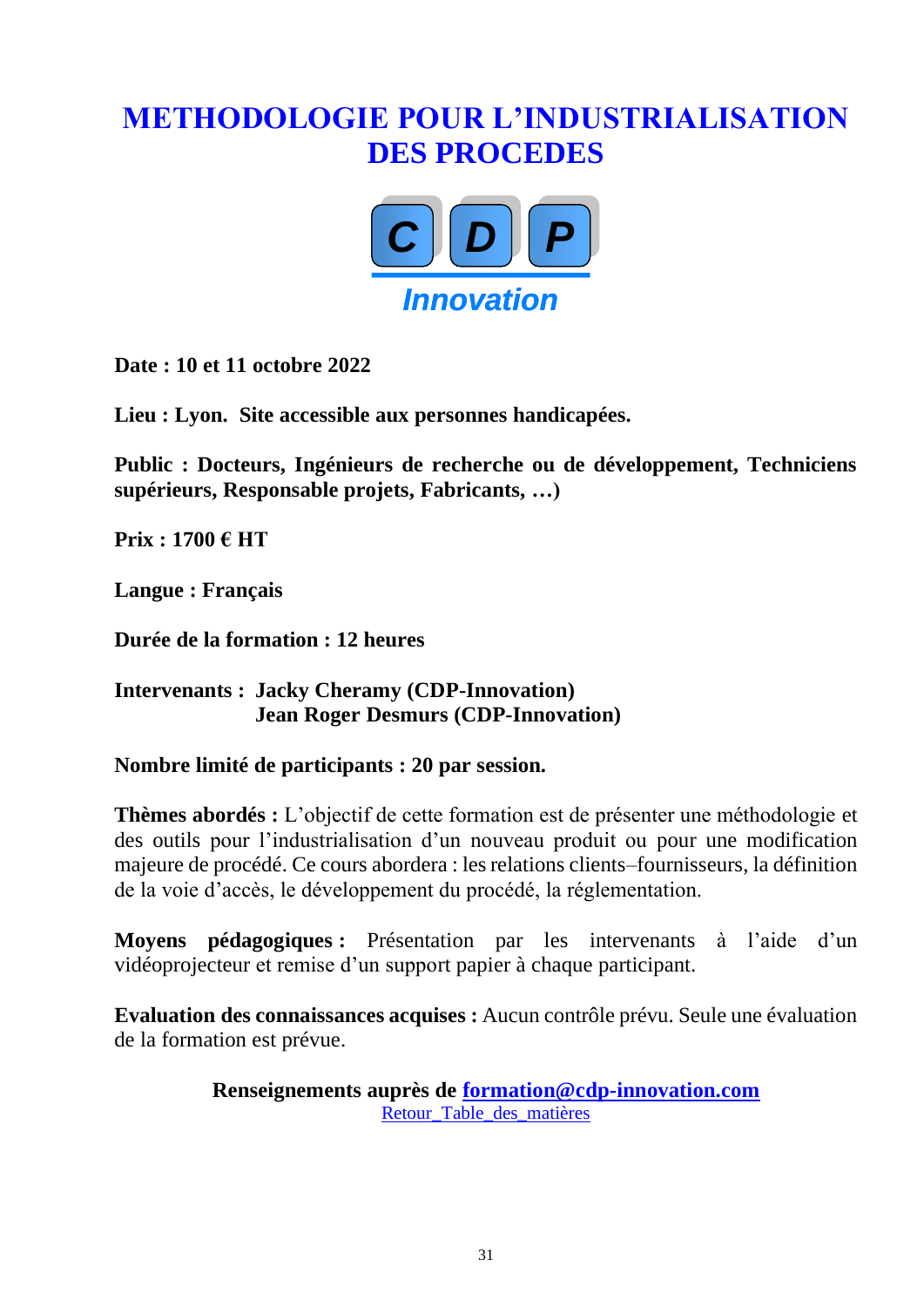# METHODOLOGIE POUR L'INDUSTRIALISATION DES PROCEDES

**Date : 10 et 11 octobre 2022**

**Lieu : Lyon. Site accessible aux personnes handicapées.**

**Public : Docteurs, Ingénieurs de recherche ou de développement, Techniciens supérieurs, Responsable projets, Fabricants, …)**

**Prix : 1700 € HT**

**Langue : Français**

**Durée de la formation : 12 heures**

**Intervenants : Jacky Cheramy (CDP-Innovation)**
**Jean Roger Desmurs (CDP-Innovation)**

**Nombre limité de participants : 20 par session.**

**Thèmes abordés :** L'objectif de cette formation est de présenter une méthodologie et des outils pour l'industrialisation d'un nouveau produit ou pour une modification majeure de procédé. Ce cours abordera : les relations clients–fournisseurs, la définition de la voie d'accès, le développement du procédé, la réglementation.

**Moyens pédagogiques :** Présentation par les intervenants à l'aide d'un vidéoprojecteur et remise d'un support papier à chaque participant.

**Evaluation des connaissances acquises :** Aucun contrôle prévu. Seule une évaluation de la formation est prévue.

**Renseignements auprès de formation@cdp-innovation.com**

Retour_Table_des_matières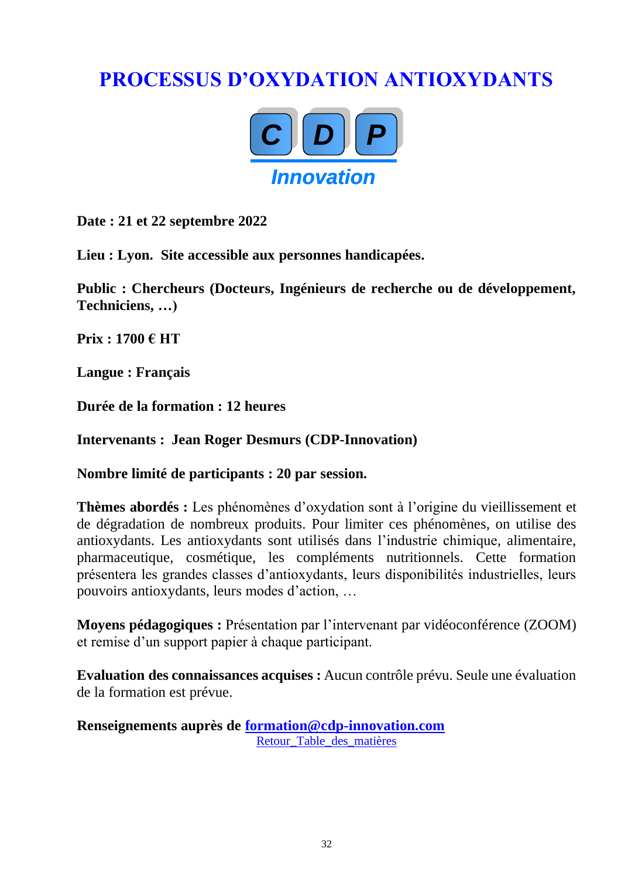# PROCESSUS D'OXYDATION ANTIOXYDANTS

CDP Innovation

**Date : 21 et 22 septembre 2022**

**Lieu : Lyon. Site accessible aux personnes handicapées.**

**Public : Chercheurs (Docteurs, Ingénieurs de recherche ou de développement, Techniciens, …)**

**Prix : 1700 € HT**

**Langue : Français**

**Durée de la formation : 12 heures**

**Intervenants : Jean Roger Desmurs (CDP-Innovation)**

**Nombre limité de participants : 20 par session.**

**Thèmes abordés :** Les phénomènes d'oxydation sont à l'origine du vieillissement et de dégradation de nombreux produits. Pour limiter ces phénomènes, on utilise des antioxydants. Les antioxydants sont utilisés dans l'industrie chimique, alimentaire, pharmaceutique, cosmétique, les compléments nutritionnels. Cette formation présentera les grandes classes d'antioxydants, leurs disponibilités industrielles, leurs pouvoirs antioxydants, leurs modes d'action, …

**Moyens pédagogiques :** Présentation par l'intervenant par vidéoconférence (ZOOM) et remise d'un support papier à chaque participant.

**Evaluation des connaissances acquises :** Aucun contrôle prévu. Seule une évaluation de la formation est prévue.

**Renseignements auprès de [formation@cdp-innovation.com](mailto:formation@cdp-innovation.com)**

Retour_Table_des_matières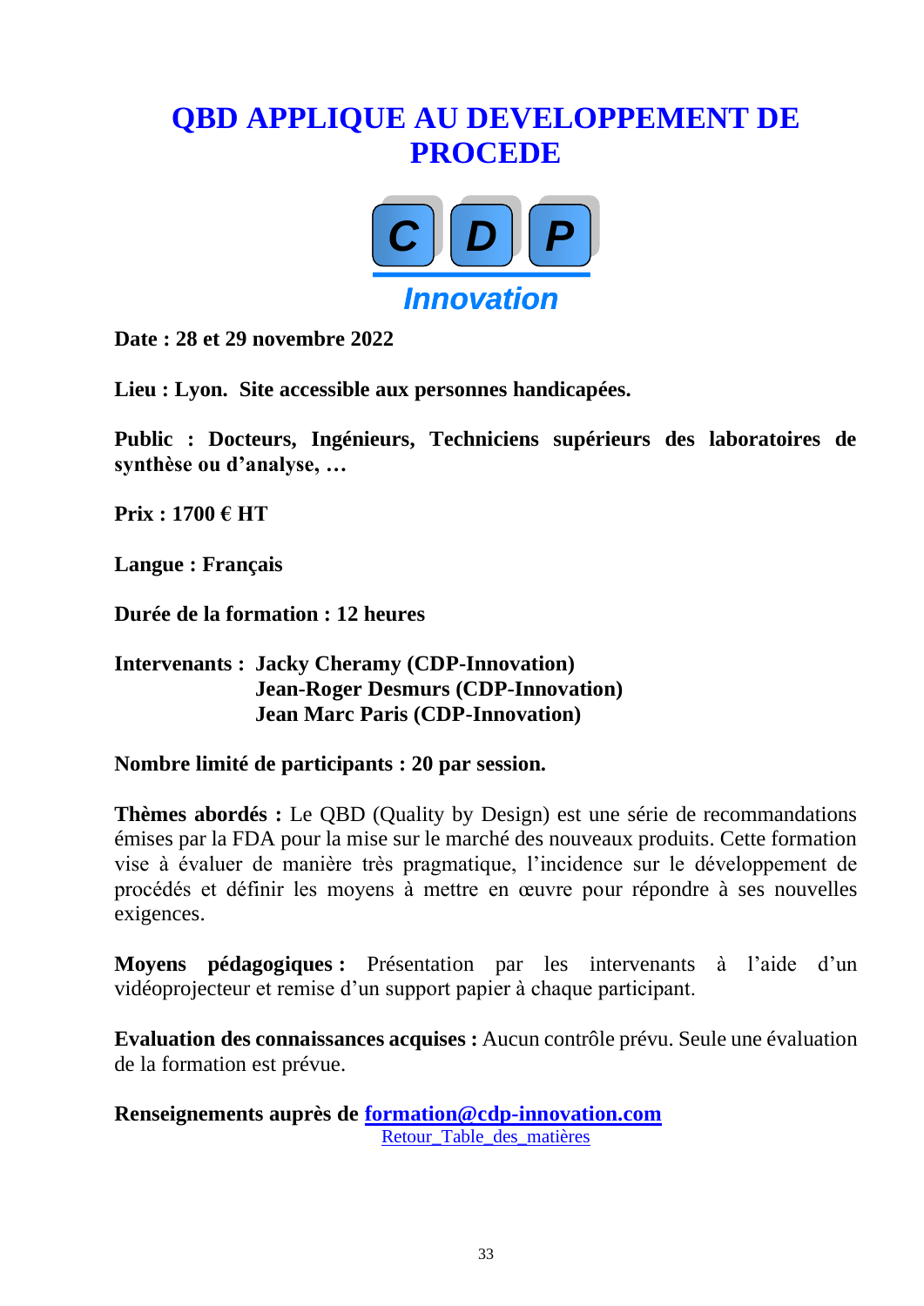# QBD APPLIQUE AU DEVELOPPEMENT DE PROCEDE

**Date : 28 et 29 novembre 2022**

**Lieu : Lyon. Site accessible aux personnes handicapées.**

**Public : Docteurs, Ingénieurs, Techniciens supérieurs des laboratoires de synthèse ou d'analyse, …**

**Prix : 1700 € HT**

**Langue : Français**

**Durée de la formation : 12 heures**

**Intervenants : Jacky Cheramy (CDP-Innovation)**
**Jean-Roger Desmurs (CDP-Innovation)**
**Jean Marc Paris (CDP-Innovation)**

**Nombre limité de participants : 20 par session.**

**Thèmes abordés :** Le QBD (Quality by Design) est une série de recommandations émises par la FDA pour la mise sur le marché des nouveaux produits. Cette formation vise à évaluer de manière très pragmatique, l'incidence sur le développement de procédés et définir les moyens à mettre en œuvre pour répondre à ses nouvelles exigences.

**Moyens pédagogiques :** Présentation par les intervenants à l'aide d'un vidéoprojecteur et remise d'un support papier à chaque participant.

**Evaluation des connaissances acquises :** Aucun contrôle prévu. Seule une évaluation de la formation est prévue.

**Renseignements auprès de formation@cdp-innovation.com**

Retour_Table_des_matières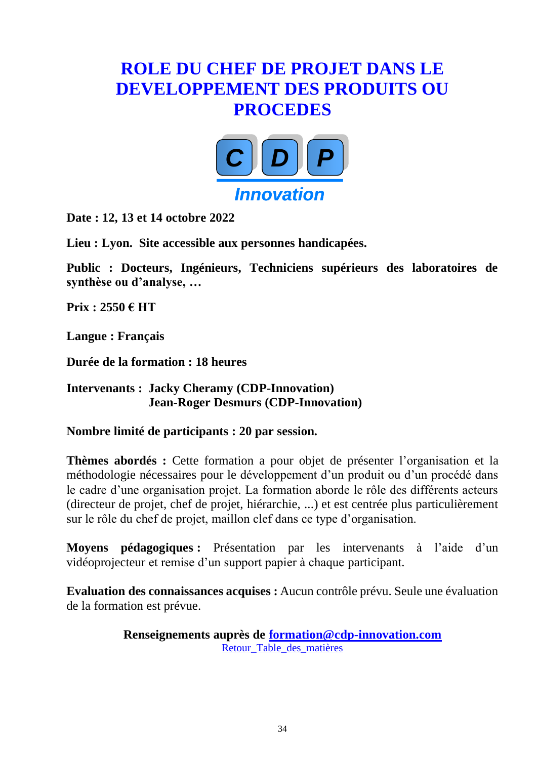# ROLE DU CHEF DE PROJET DANS LE DEVELOPPEMENT DES PRODUITS OU PROCEDES

**Date : 12, 13 et 14 octobre 2022**

**Lieu : Lyon. Site accessible aux personnes handicapées.**

**Public : Docteurs, Ingénieurs, Techniciens supérieurs des laboratoires de synthèse ou d'analyse, …**

**Prix : 2550 € HT**

**Langue : Français**

**Durée de la formation : 18 heures**

**Intervenants : Jacky Cheramy (CDP-Innovation)**
**Jean-Roger Desmurs (CDP-Innovation)**

**Nombre limité de participants : 20 par session.**

**Thèmes abordés :** Cette formation a pour objet de présenter l'organisation et la méthodologie nécessaires pour le développement d'un produit ou d'un procédé dans le cadre d'une organisation projet. La formation aborde le rôle des différents acteurs (directeur de projet, chef de projet, hiérarchie, ...) et est centrée plus particulièrement sur le rôle du chef de projet, maillon clef dans ce type d'organisation.

**Moyens pédagogiques :** Présentation par les intervenants à l'aide d'un vidéoprojecteur et remise d'un support papier à chaque participant.

**Evaluation des connaissances acquises :** Aucun contrôle prévu. Seule une évaluation de la formation est prévue.

**Renseignements auprès de formation@cdp-innovation.com**

Retour_Table_des_matières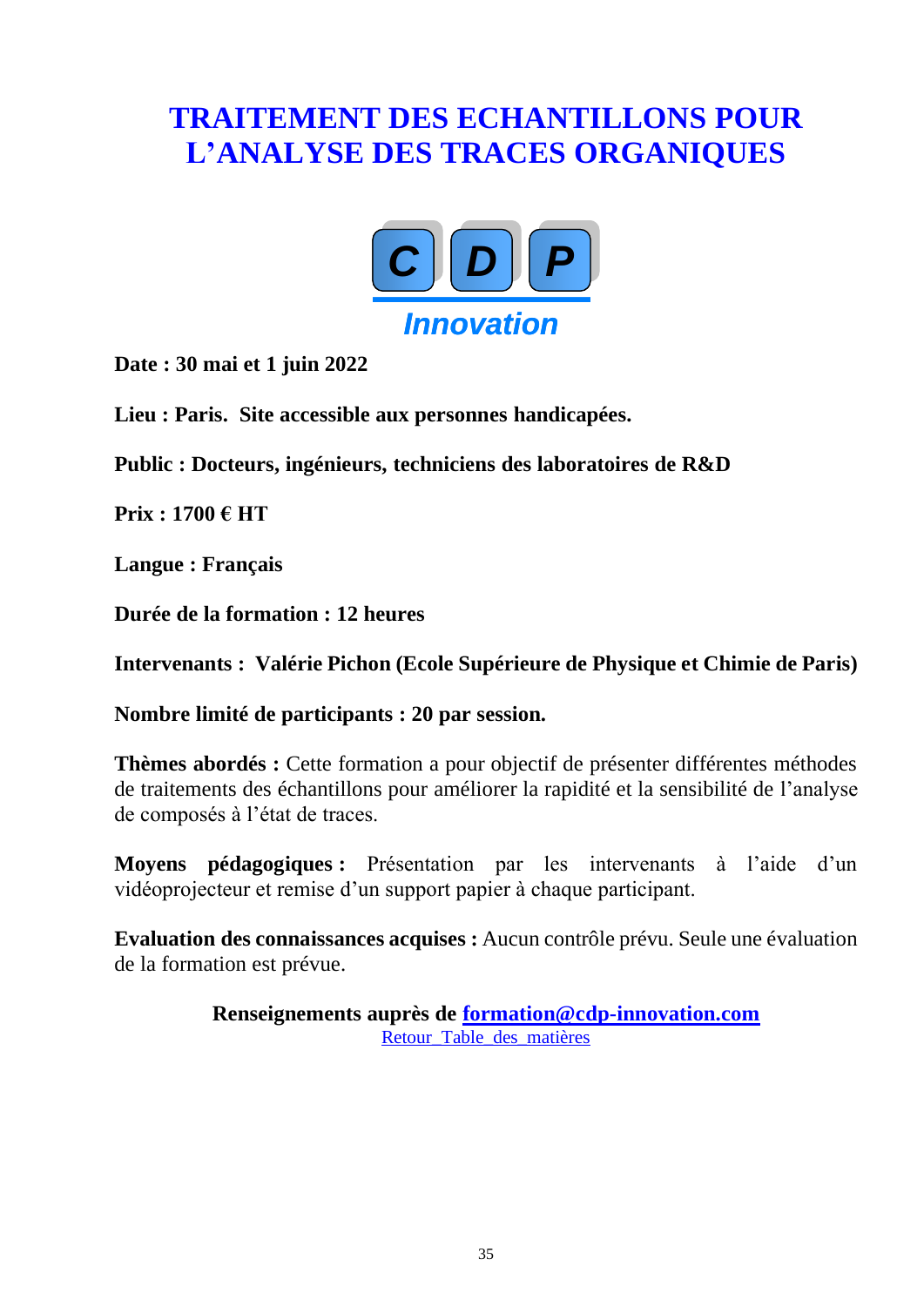# TRAITEMENT DES ECHANTILLONS POUR L'ANALYSE DES TRACES ORGANIQUES

**C D P**

***Innovation***

**Date : 30 mai et 1 juin 2022**

**Lieu : Paris. Site accessible aux personnes handicapées.**

**Public : Docteurs, ingénieurs, techniciens des laboratoires de R&D**

**Prix : 1700 € HT**

**Langue : Français**

**Durée de la formation : 12 heures**

**Intervenants : Valérie Pichon (Ecole Supérieure de Physique et Chimie de Paris)**

**Nombre limité de participants : 20 par session.**

**Thèmes abordés :** Cette formation a pour objectif de présenter différentes méthodes de traitements des échantillons pour améliorer la rapidité et la sensibilité de l'analyse de composés à l'état de traces.

**Moyens pédagogiques :** Présentation par les intervenants à l'aide d'un vidéoprojecteur et remise d'un support papier à chaque participant.

**Evaluation des connaissances acquises :** Aucun contrôle prévu. Seule une évaluation de la formation est prévue.

**Renseignements auprès de [formation@cdp-innovation.com](mailto:formation@cdp-innovation.com)**

Retour_Table_des_matières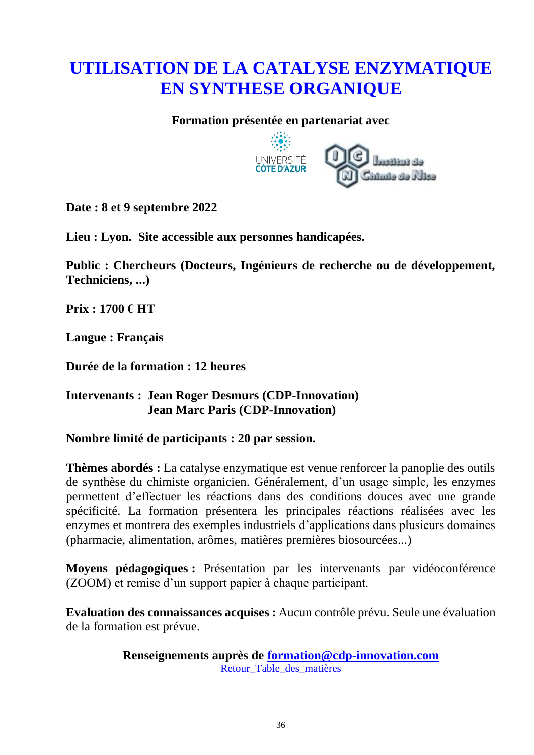# UTILISATION DE LA CATALYSE ENZYMATIQUE EN SYNTHESE ORGANIQUE

**Formation présentée en partenariat avec**

UNIVERSITÉ CÔTE D'AZUR — Institut de Chimie de Nice

**Date : 8 et 9 septembre 2022**

**Lieu : Lyon. Site accessible aux personnes handicapées.**

**Public : Chercheurs (Docteurs, Ingénieurs de recherche ou de développement, Techniciens, ...)**

**Prix : 1700 € HT**

**Langue : Français**

**Durée de la formation : 12 heures**

**Intervenants : Jean Roger Desmurs (CDP-Innovation)**
**Jean Marc Paris (CDP-Innovation)**

**Nombre limité de participants : 20 par session.**

**Thèmes abordés :** La catalyse enzymatique est venue renforcer la panoplie des outils de synthèse du chimiste organicien. Généralement, d'un usage simple, les enzymes permettent d'effectuer les réactions dans des conditions douces avec une grande spécificité. La formation présentera les principales réactions réalisées avec les enzymes et montrera des exemples industriels d'applications dans plusieurs domaines (pharmacie, alimentation, arômes, matières premières biosourcées...)

**Moyens pédagogiques :** Présentation par les intervenants par vidéoconférence (ZOOM) et remise d'un support papier à chaque participant.

**Evaluation des connaissances acquises :** Aucun contrôle prévu. Seule une évaluation de la formation est prévue.

**Renseignements auprès de formation@cdp-innovation.com**

Retour_Table_des_matières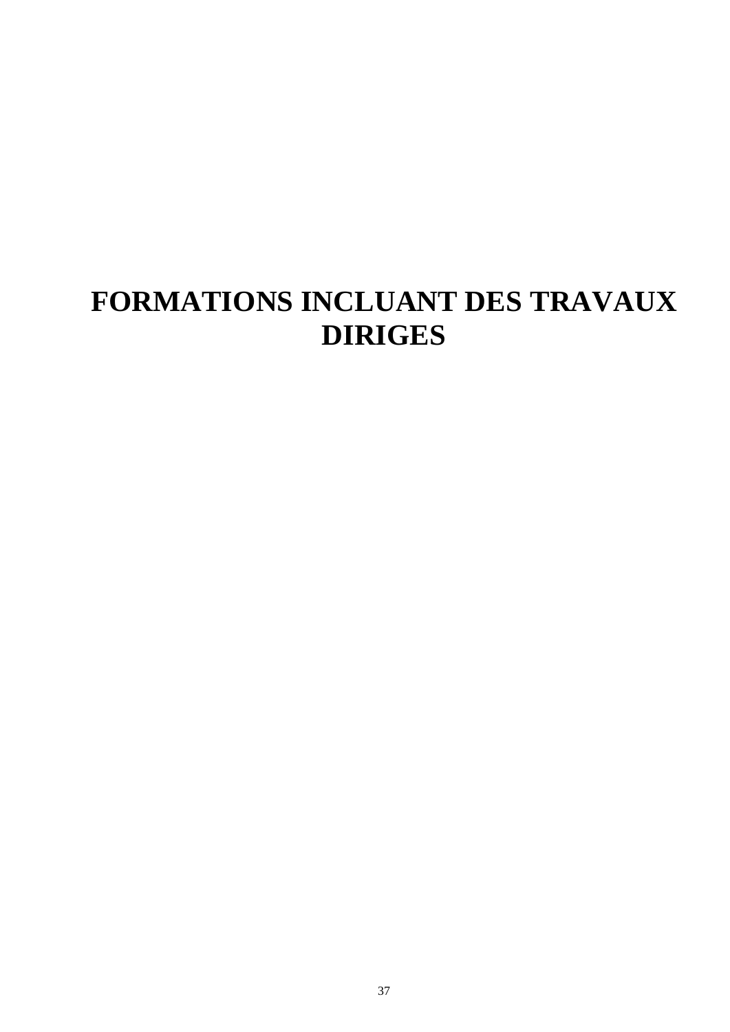# FORMATIONS INCLUANT DES TRAVAUX DIRIGES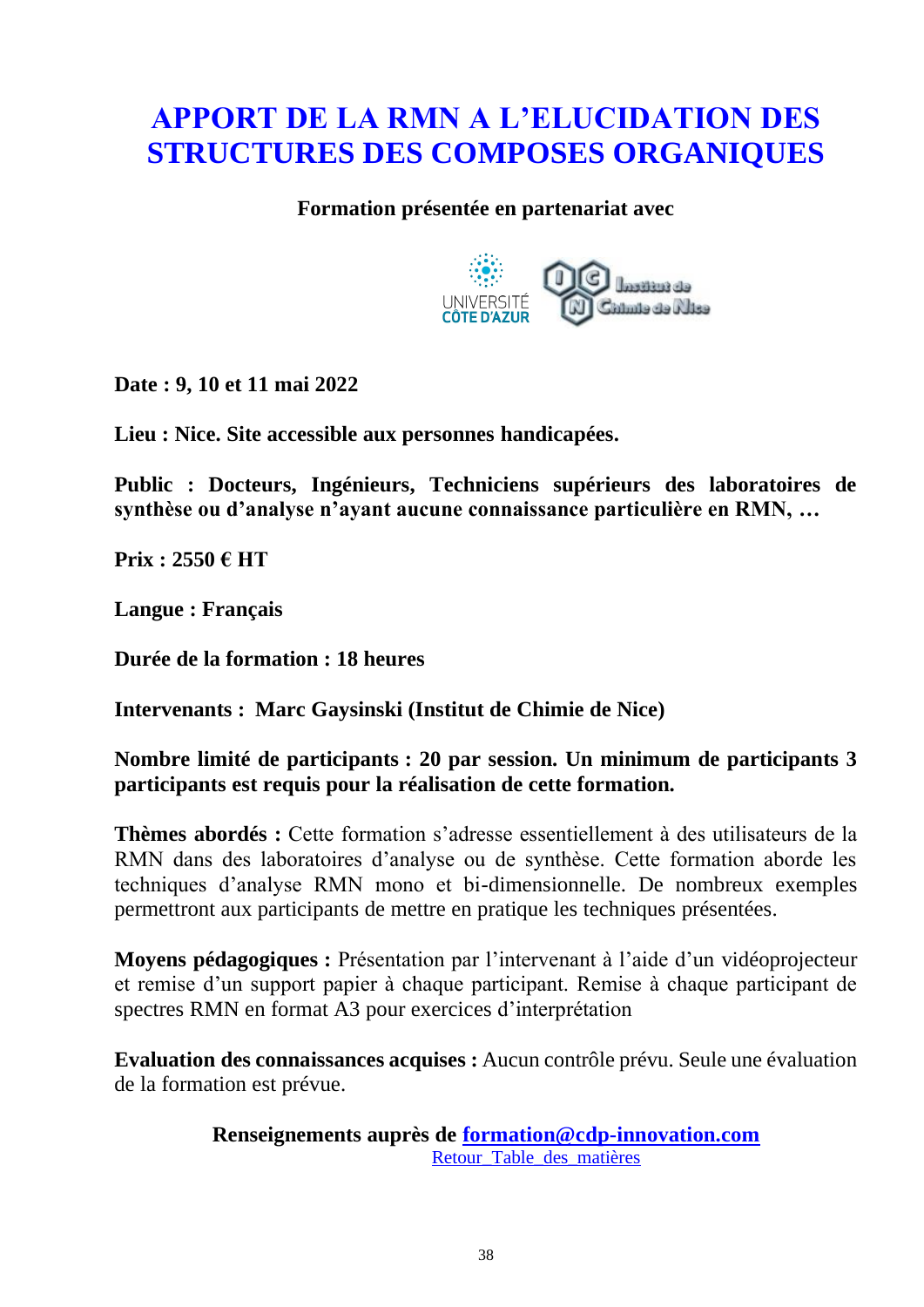# APPORT DE LA RMN A L'ELUCIDATION DES STRUCTURES DES COMPOSES ORGANIQUES

**Formation présentée en partenariat avec**

**Date : 9, 10 et 11 mai 2022**

**Lieu : Nice. Site accessible aux personnes handicapées.**

**Public : Docteurs, Ingénieurs, Techniciens supérieurs des laboratoires de synthèse ou d'analyse n'ayant aucune connaissance particulière en RMN, …**

**Prix : 2550 € HT**

**Langue : Français**

**Durée de la formation : 18 heures**

**Intervenants : Marc Gaysinski (Institut de Chimie de Nice)**

**Nombre limité de participants : 20 par session. Un minimum de participants 3 participants est requis pour la réalisation de cette formation.**

**Thèmes abordés :** Cette formation s'adresse essentiellement à des utilisateurs de la RMN dans des laboratoires d'analyse ou de synthèse. Cette formation aborde les techniques d'analyse RMN mono et bi-dimensionnelle. De nombreux exemples permettront aux participants de mettre en pratique les techniques présentées.

**Moyens pédagogiques :** Présentation par l'intervenant à l'aide d'un vidéoprojecteur et remise d'un support papier à chaque participant. Remise à chaque participant de spectres RMN en format A3 pour exercices d'interprétation

**Evaluation des connaissances acquises :** Aucun contrôle prévu. Seule une évaluation de la formation est prévue.

**Renseignements auprès de formation@cdp-innovation.com**

Retour_Table_des_matières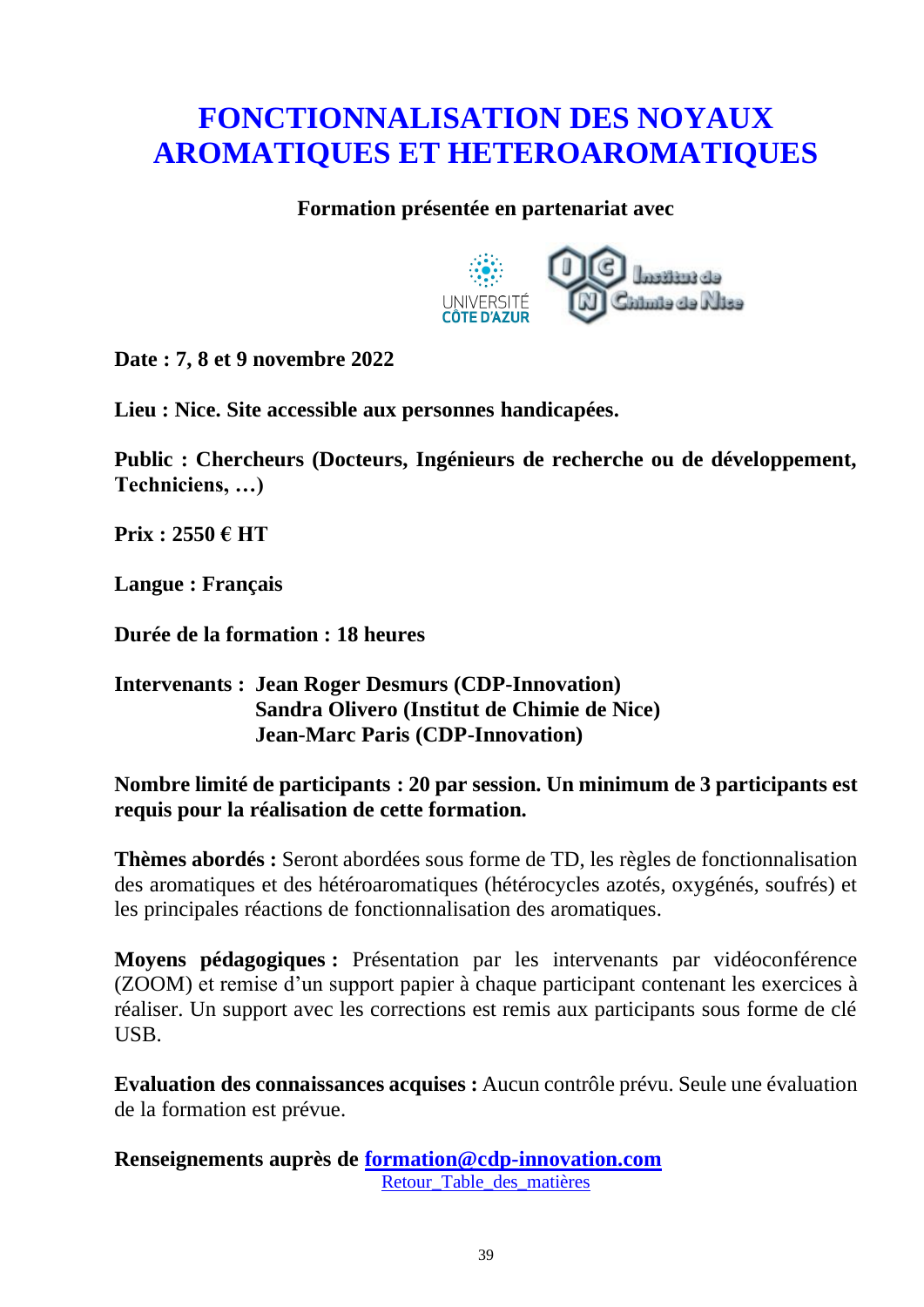# FONCTIONNALISATION DES NOYAUX AROMATIQUES ET HETEROAROMATIQUES

**Formation présentée en partenariat avec**

**Date : 7, 8 et 9 novembre 2022**

**Lieu : Nice. Site accessible aux personnes handicapées.**

**Public : Chercheurs (Docteurs, Ingénieurs de recherche ou de développement, Techniciens, …)**

**Prix : 2550 € HT**

**Langue : Français**

**Durée de la formation : 18 heures**

**Intervenants : Jean Roger Desmurs (CDP-Innovation)**
**Sandra Olivero (Institut de Chimie de Nice)**
**Jean-Marc Paris (CDP-Innovation)**

**Nombre limité de participants : 20 par session. Un minimum de 3 participants est requis pour la réalisation de cette formation.**

**Thèmes abordés :** Seront abordées sous forme de TD, les règles de fonctionnalisation des aromatiques et des hétéroaromatiques (hétérocycles azotés, oxygénés, soufrés) et les principales réactions de fonctionnalisation des aromatiques.

**Moyens pédagogiques :** Présentation par les intervenants par vidéoconférence (ZOOM) et remise d'un support papier à chaque participant contenant les exercices à réaliser. Un support avec les corrections est remis aux participants sous forme de clé USB.

**Evaluation des connaissances acquises :** Aucun contrôle prévu. Seule une évaluation de la formation est prévue.

**Renseignements auprès de [formation@cdp-innovation.com](mailto:formation@cdp-innovation.com)**

Retour_Table_des_matières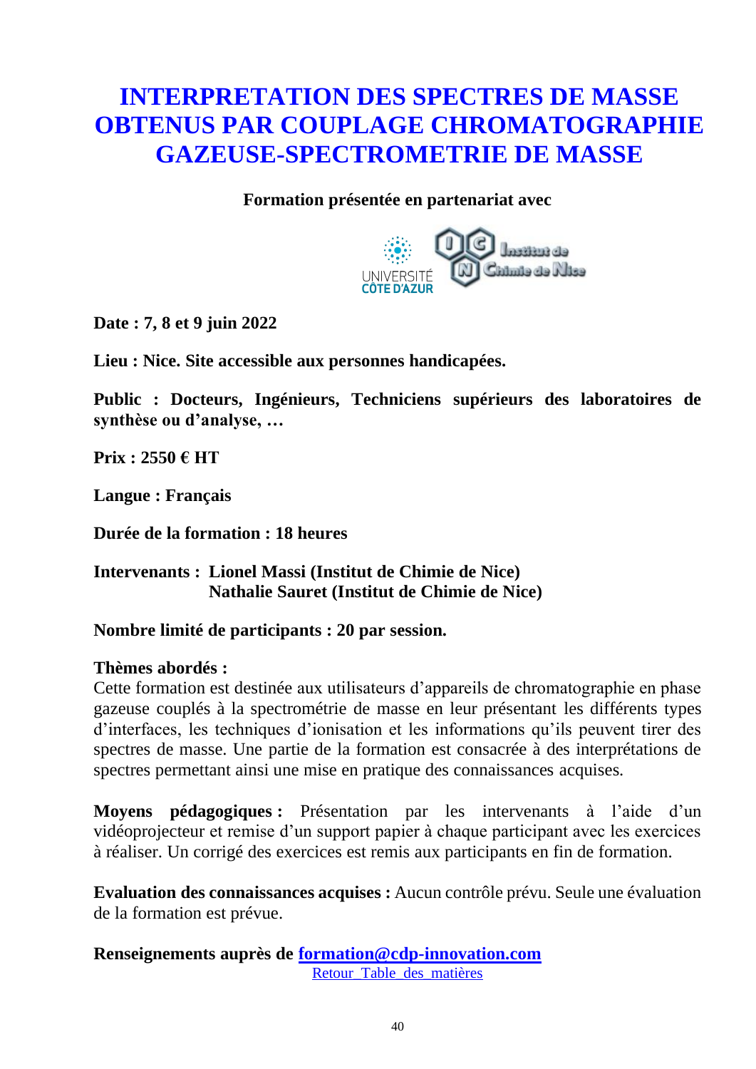# INTERPRETATION DES SPECTRES DE MASSE OBTENUS PAR COUPLAGE CHROMATOGRAPHIE GAZEUSE-SPECTROMETRIE DE MASSE

**Formation présentée en partenariat avec**

**Date : 7, 8 et 9 juin 2022**

**Lieu : Nice. Site accessible aux personnes handicapées.**

**Public : Docteurs, Ingénieurs, Techniciens supérieurs des laboratoires de synthèse ou d'analyse, …**

**Prix : 2550 € HT**

**Langue : Français**

**Durée de la formation : 18 heures**

**Intervenants : Lionel Massi (Institut de Chimie de Nice)**
**Nathalie Sauret (Institut de Chimie de Nice)**

**Nombre limité de participants : 20 par session.**

**Thèmes abordés :**
Cette formation est destinée aux utilisateurs d'appareils de chromatographie en phase gazeuse couplés à la spectrométrie de masse en leur présentant les différents types d'interfaces, les techniques d'ionisation et les informations qu'ils peuvent tirer des spectres de masse. Une partie de la formation est consacrée à des interprétations de spectres permettant ainsi une mise en pratique des connaissances acquises.

**Moyens pédagogiques :** Présentation par les intervenants à l'aide d'un vidéoprojecteur et remise d'un support papier à chaque participant avec les exercices à réaliser. Un corrigé des exercices est remis aux participants en fin de formation.

**Evaluation des connaissances acquises :** Aucun contrôle prévu. Seule une évaluation de la formation est prévue.

**Renseignements auprès de [formation@cdp-innovation.com](mailto:formation@cdp-innovation.com)**

Retour_Table_des_matières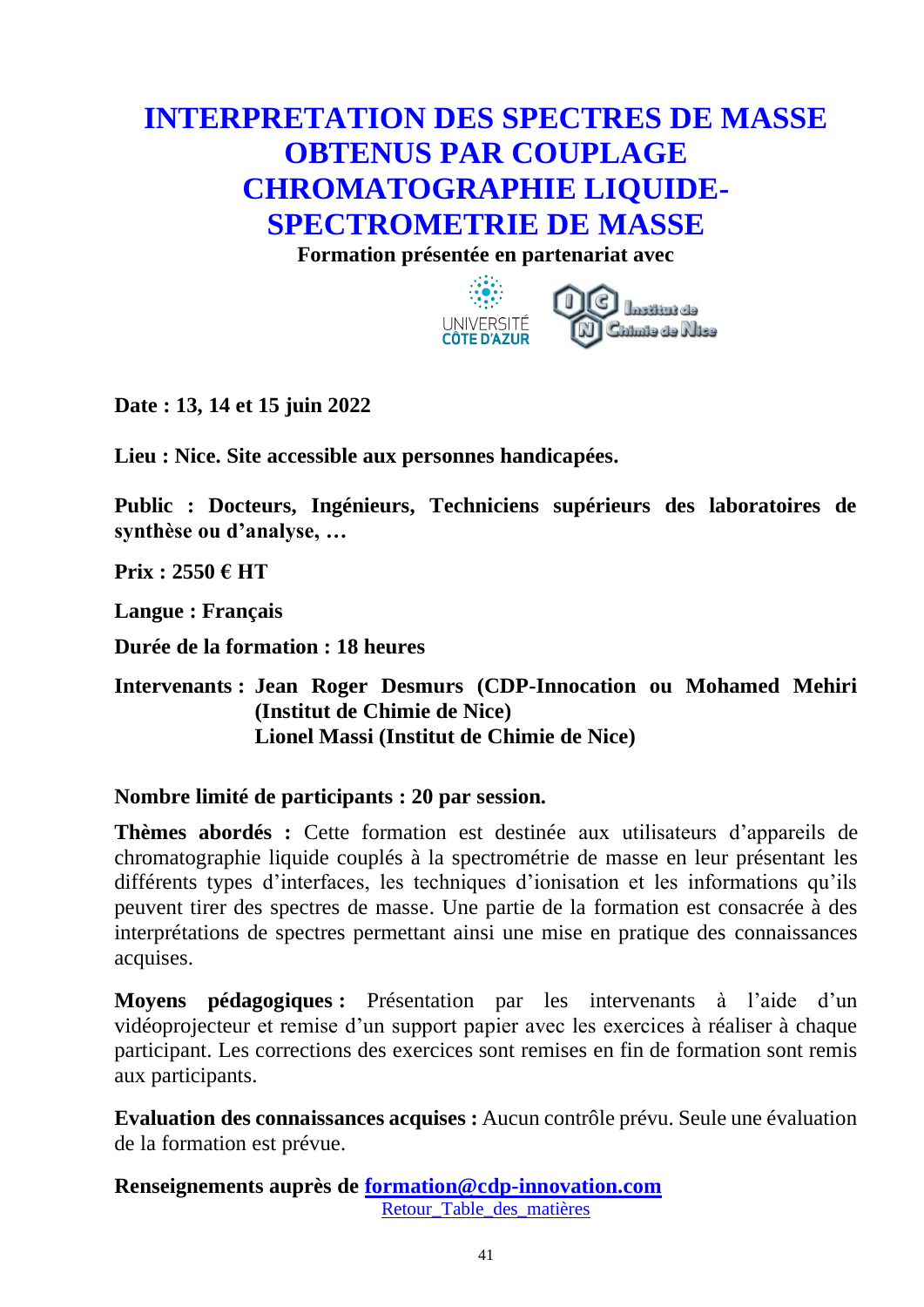# INTERPRETATION DES SPECTRES DE MASSE OBTENUS PAR COUPLAGE CHROMATOGRAPHIE LIQUIDE-SPECTROMETRIE DE MASSE

**Formation présentée en partenariat avec**

**Date : 13, 14 et 15 juin 2022**

**Lieu : Nice. Site accessible aux personnes handicapées.**

**Public : Docteurs, Ingénieurs, Techniciens supérieurs des laboratoires de synthèse ou d'analyse, …**

**Prix : 2550 € HT**

**Langue : Français**

**Durée de la formation : 18 heures**

**Intervenants : Jean Roger Desmurs (CDP-Innocation ou Mohamed Mehiri (Institut de Chimie de Nice)**
**Lionel Massi (Institut de Chimie de Nice)**

**Nombre limité de participants : 20 par session.**

**Thèmes abordés :** Cette formation est destinée aux utilisateurs d'appareils de chromatographie liquide couplés à la spectrométrie de masse en leur présentant les différents types d'interfaces, les techniques d'ionisation et les informations qu'ils peuvent tirer des spectres de masse. Une partie de la formation est consacrée à des interprétations de spectres permettant ainsi une mise en pratique des connaissances acquises.

**Moyens pédagogiques :** Présentation par les intervenants à l'aide d'un vidéoprojecteur et remise d'un support papier avec les exercices à réaliser à chaque participant. Les corrections des exercices sont remises en fin de formation sont remis aux participants.

**Evaluation des connaissances acquises :** Aucun contrôle prévu. Seule une évaluation de la formation est prévue.

**Renseignements auprès de formation@cdp-innovation.com**

Retour_Table_des_matières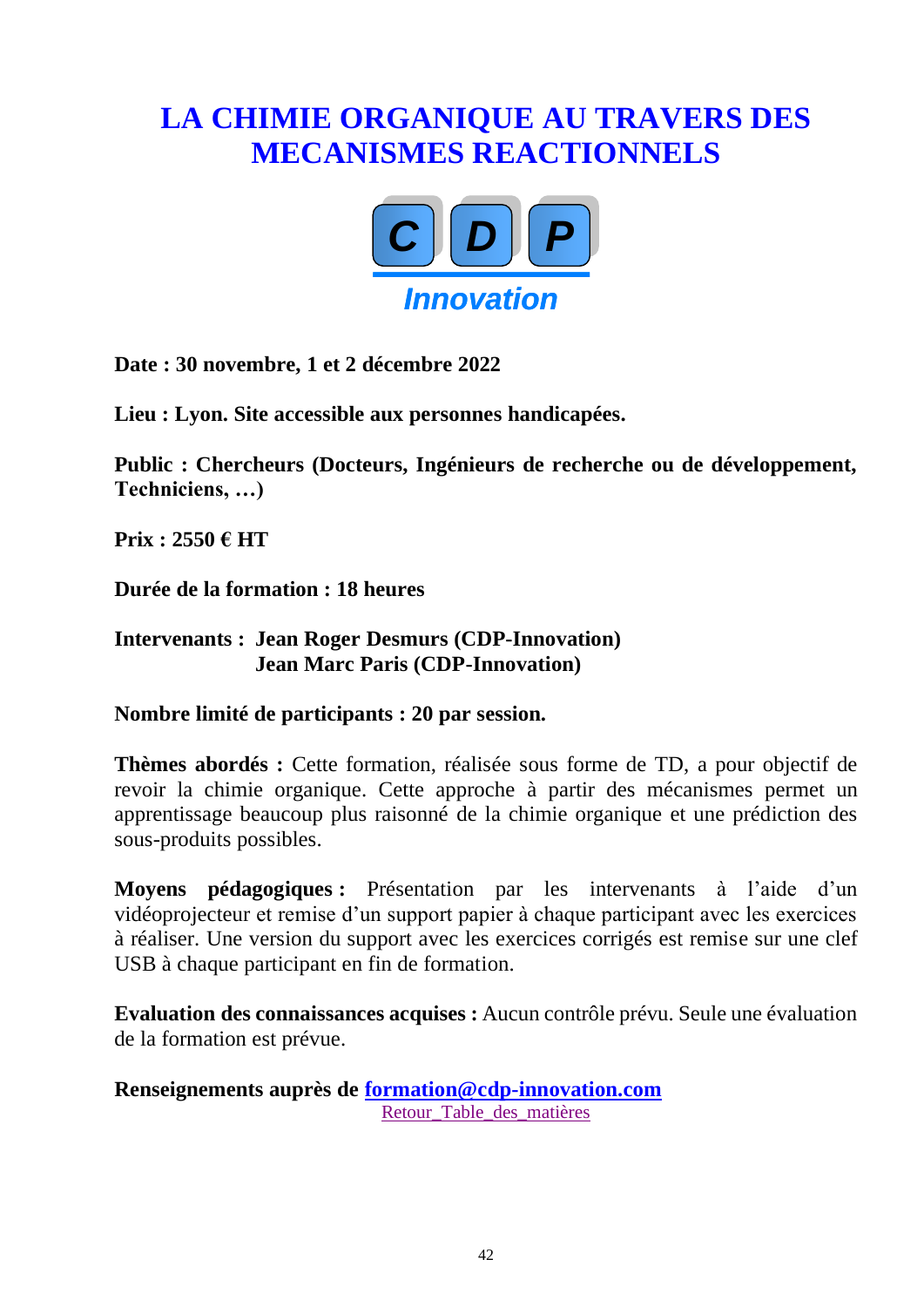# LA CHIMIE ORGANIQUE AU TRAVERS DES MECANISMES REACTIONNELS

**C D P**
***Innovation***

**Date : 30 novembre, 1 et 2 décembre 2022**

**Lieu : Lyon. Site accessible aux personnes handicapées.**

**Public : Chercheurs (Docteurs, Ingénieurs de recherche ou de développement, Techniciens, …)**

**Prix : 2550 € HT**

**Durée de la formation : 18 heures**

**Intervenants : Jean Roger Desmurs (CDP-Innovation)**
**Jean Marc Paris (CDP-Innovation)**

**Nombre limité de participants : 20 par session.**

**Thèmes abordés :** Cette formation, réalisée sous forme de TD, a pour objectif de revoir la chimie organique. Cette approche à partir des mécanismes permet un apprentissage beaucoup plus raisonné de la chimie organique et une prédiction des sous-produits possibles.

**Moyens pédagogiques :** Présentation par les intervenants à l'aide d'un vidéoprojecteur et remise d'un support papier à chaque participant avec les exercices à réaliser. Une version du support avec les exercices corrigés est remise sur une clef USB à chaque participant en fin de formation.

**Evaluation des connaissances acquises :** Aucun contrôle prévu. Seule une évaluation de la formation est prévue.

**Renseignements auprès de [formation@cdp-innovation.com](mailto:formation@cdp-innovation.com)**

Retour_Table_des_matières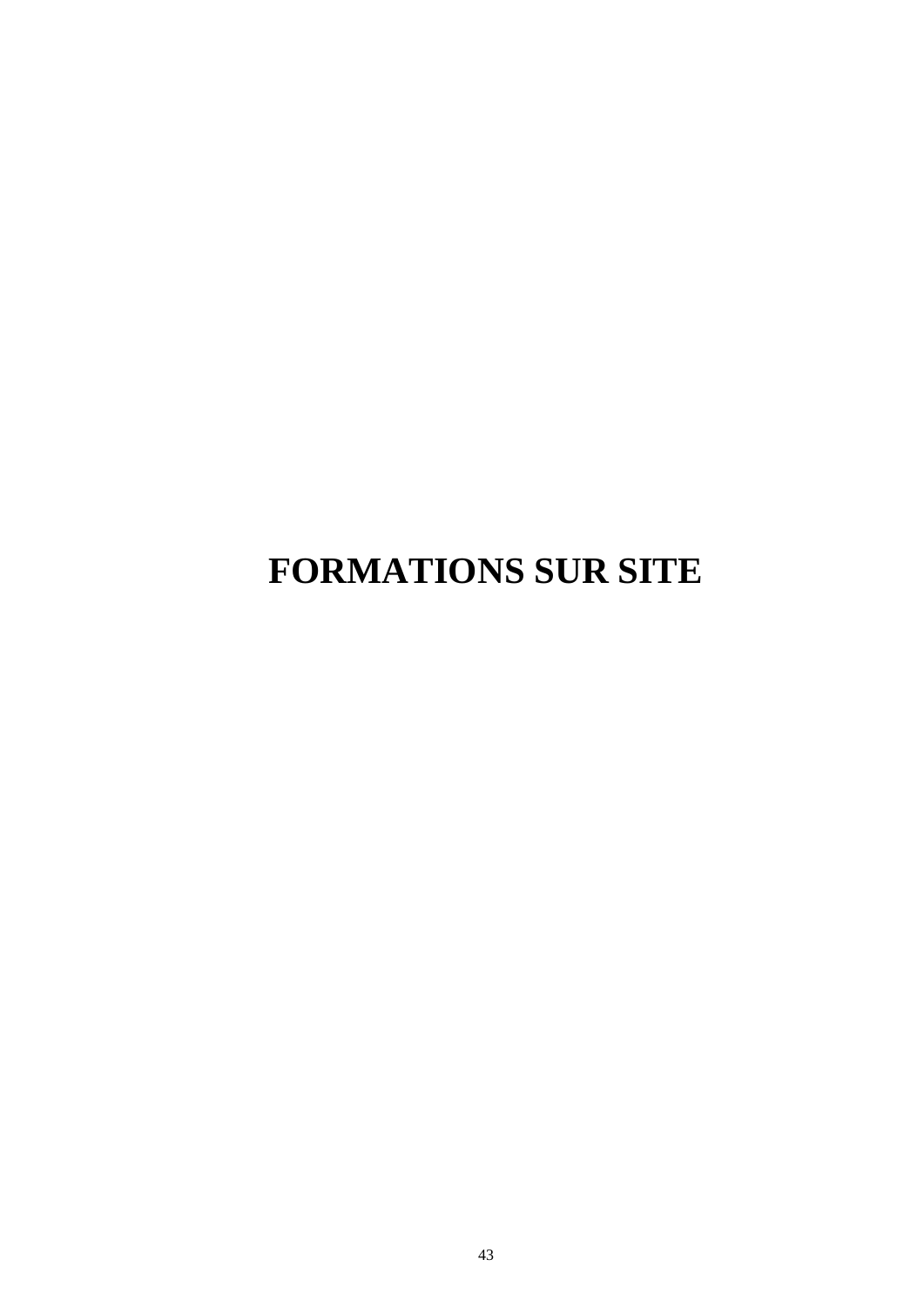# FORMATIONS SUR SITE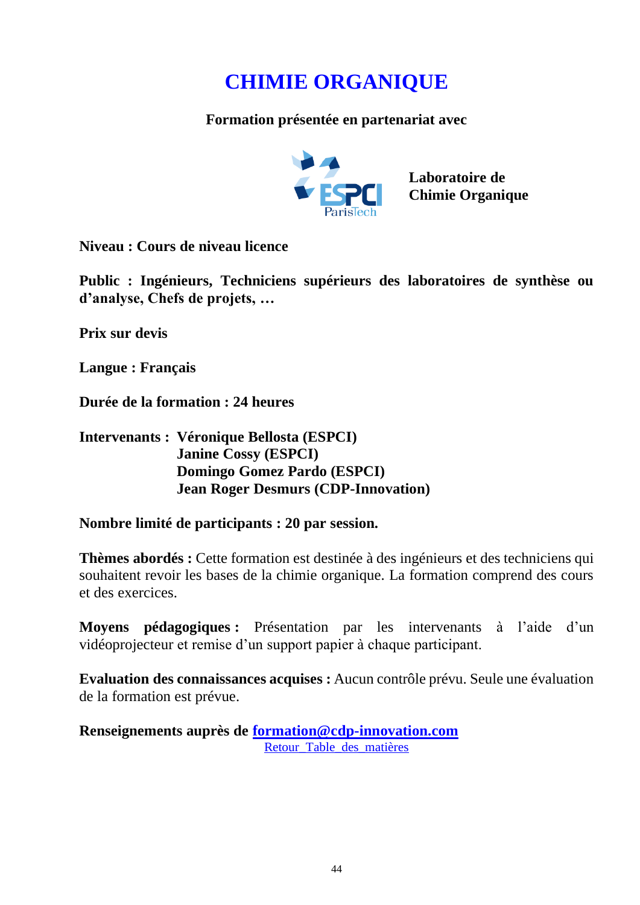# CHIMIE ORGANIQUE

**Formation présentée en partenariat avec**

**Laboratoire de Chimie Organique**

**Niveau : Cours de niveau licence**

**Public : Ingénieurs, Techniciens supérieurs des laboratoires de synthèse ou d'analyse, Chefs de projets, …**

**Prix sur devis**

**Langue : Français**

**Durée de la formation : 24 heures**

**Intervenants :** **Véronique Bellosta (ESPCI)**
**Janine Cossy (ESPCI)**
**Domingo Gomez Pardo (ESPCI)**
**Jean Roger Desmurs (CDP-Innovation)**

**Nombre limité de participants : 20 par session.**

**Thèmes abordés :** Cette formation est destinée à des ingénieurs et des techniciens qui souhaitent revoir les bases de la chimie organique. La formation comprend des cours et des exercices.

**Moyens pédagogiques :** Présentation par les intervenants à l'aide d'un vidéoprojecteur et remise d'un support papier à chaque participant.

**Evaluation des connaissances acquises :** Aucun contrôle prévu. Seule une évaluation de la formation est prévue.

**Renseignements auprès de formation@cdp-innovation.com**

Retour_Table_des_matières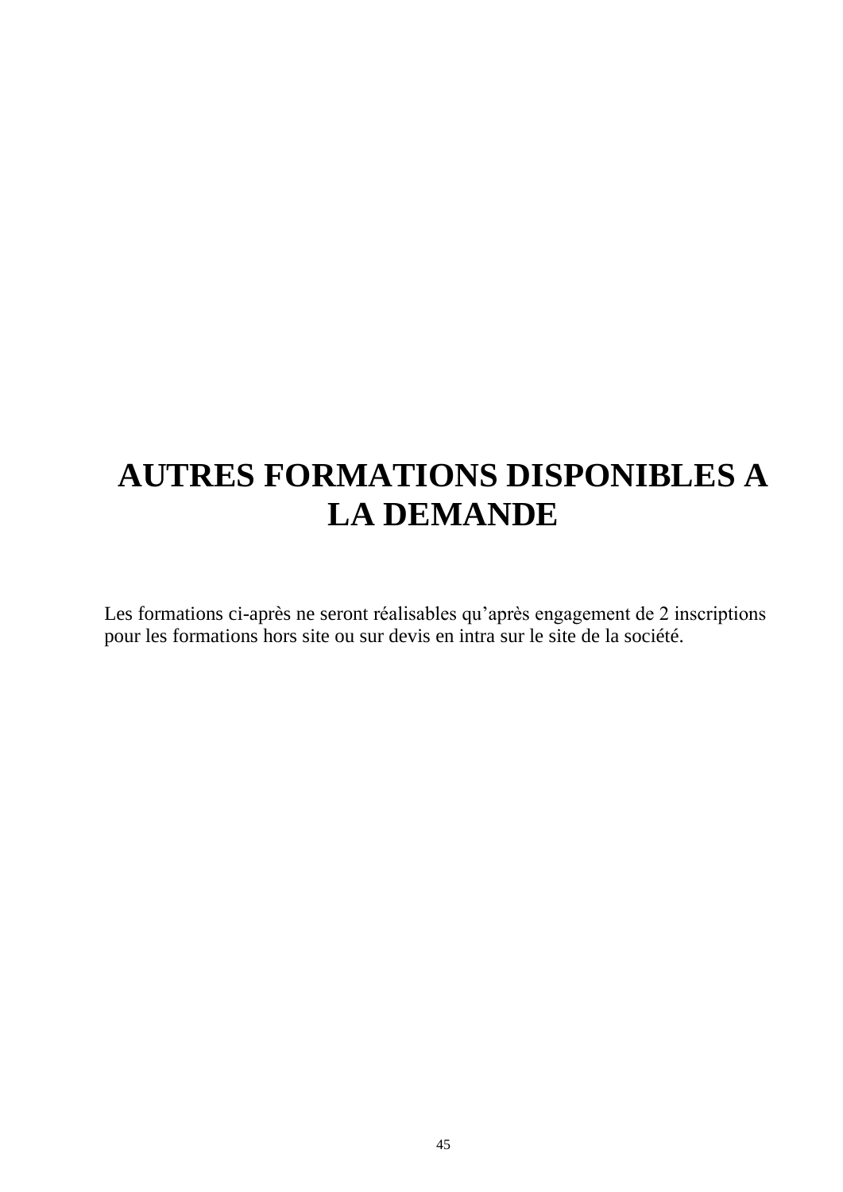# AUTRES FORMATIONS DISPONIBLES A LA DEMANDE

Les formations ci-après ne seront réalisables qu’après engagement de 2 inscriptions pour les formations hors site ou sur devis en intra sur le site de la société.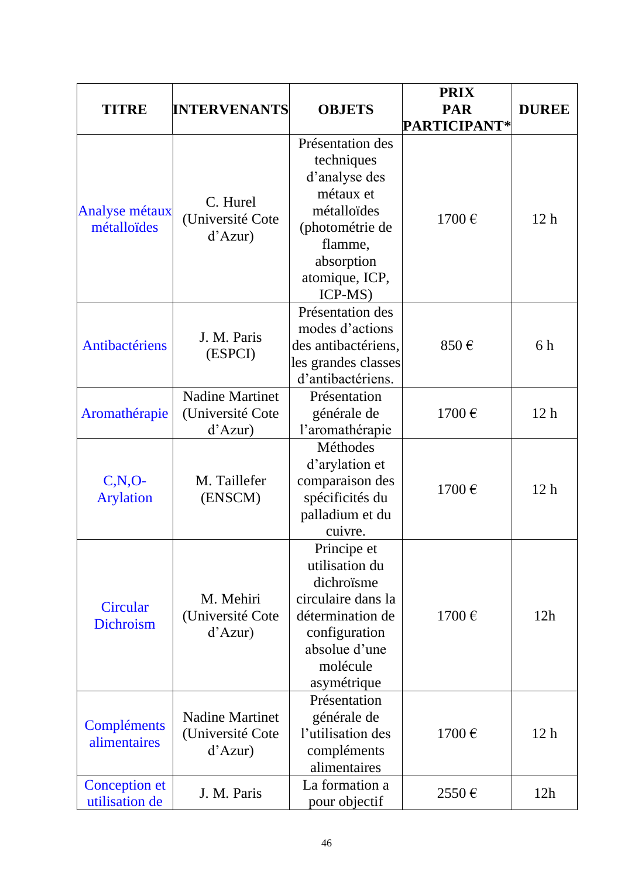| TITRE | INTERVENANTS | OBJETS | PRIX PAR PARTICIPANT* | DUREE |
|---|---|---|---|---|
| Analyse métaux métalloïdes | C. Hurel (Université Cote d'Azur) | Présentation des techniques d'analyse des métaux et métalloïdes (photométrie de flamme, absorption atomique, ICP, ICP-MS) | 1700 € | 12 h |
| Antibactériens | J. M. Paris (ESPCI) | Présentation des modes d'actions des antibactériens, les grandes classes d'antibactériens. | 850 € | 6 h |
| Aromathérapie | Nadine Martinet (Université Cote d'Azur) | Présentation générale de l'aromathérapie | 1700 € | 12 h |
| C,N,O-Arylation | M. Taillefer (ENSCM) | Méthodes d'arylation et comparaison des spécificités du palladium et du cuivre. | 1700 € | 12 h |
| Circular Dichroism | M. Mehiri (Université Cote d'Azur) | Principe et utilisation du dichroïsme circulaire dans la détermination de configuration absolue d'une molécule asymétrique | 1700 € | 12h |
| Compléments alimentaires | Nadine Martinet (Université Cote d'Azur) | Présentation générale de l'utilisation des compléments alimentaires | 1700 € | 12 h |
| Conception et utilisation de | J. M. Paris | La formation a pour objectif | 2550 € | 12h |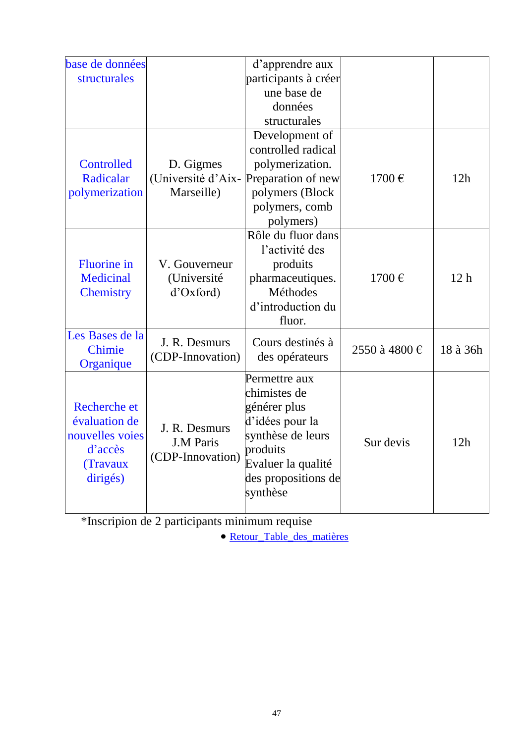| base de données structurales | | d'apprendre aux participants à créer une base de données structurales | | |
|---|---|---|---|---|
| Controlled Radicalar polymerization | D. Gigmes (Université d'Aix-Marseille) | Development of controlled radical polymerization. Preparation of new polymers (Block polymers, comb polymers) | 1700 € | 12h |
| Fluorine in Medicinal Chemistry | V. Gouverneur (Université d'Oxford) | Rôle du fluor dans l'activité des produits pharmaceutiques. Méthodes d'introduction du fluor. | 1700 € | 12 h |
| Les Bases de la Chimie Organique | J. R. Desmurs (CDP-Innovation) | Cours destinés à des opérateurs | 2550 à 4800 € | 18 à 36h |
| Recherche et évaluation de nouvelles voies d'accès (Travaux dirigés) | J. R. Desmurs J.M Paris (CDP-Innovation) | Permettre aux chimistes de générer plus d'idées pour la synthèse de leurs produits Evaluer la qualité des propositions de synthèse | Sur devis | 12h |

*Inscripion de 2 participants minimum requise

- Retour_Table_des_matières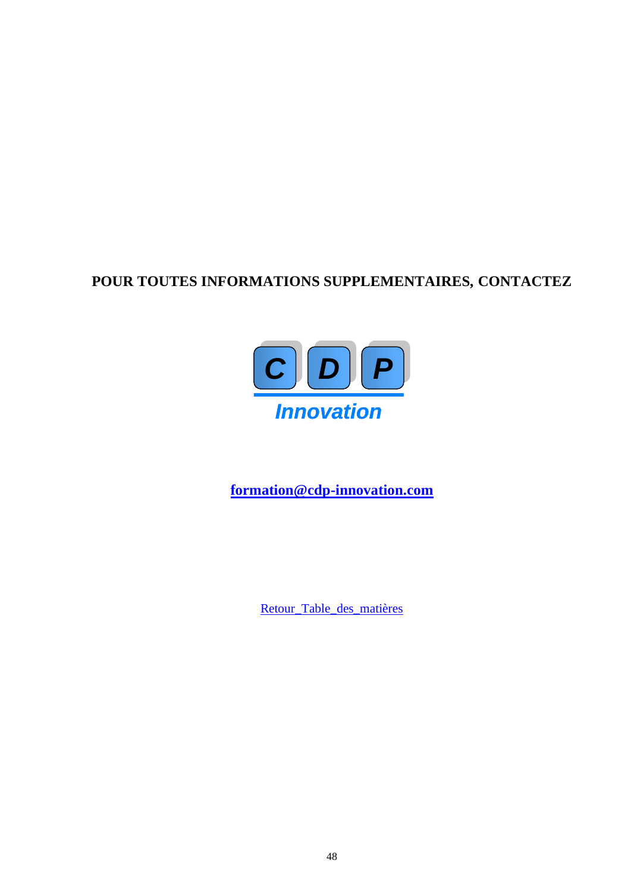**POUR TOUTES INFORMATIONS SUPPLEMENTAIRES, CONTACTEZ**

C D P

*Innovation*

**formation@cdp-innovation.com**

Retour_Table_des_matières